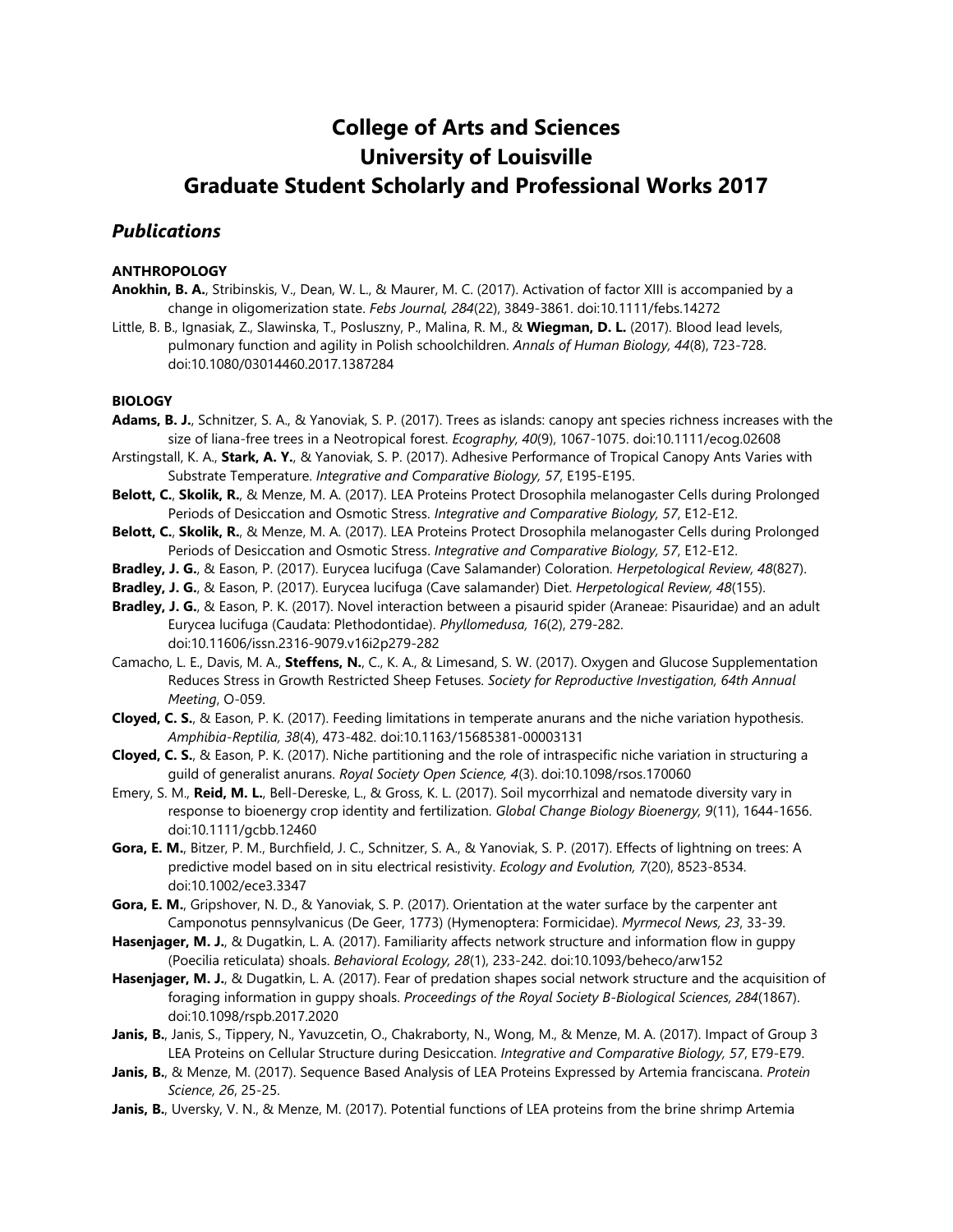# College of Arts and Sciences
# University of Louisville
# Graduate Student Scholarly and Professional Works 2017

## *Publications*

**ANTHROPOLOGY**

**Anokhin, B. A.**, Stribinskis, V., Dean, W. L., & Maurer, M. C. (2017). Activation of factor XIII is accompanied by a change in oligomerization state. *Febs Journal, 284*(22), 3849-3861. doi:10.1111/febs.14272

Little, B. B., Ignasiak, Z., Slawinska, T., Posluszny, P., Malina, R. M., & **Wiegman, D. L.** (2017). Blood lead levels, pulmonary function and agility in Polish schoolchildren. *Annals of Human Biology, 44*(8), 723-728. doi:10.1080/03014460.2017.1387284

**BIOLOGY**

**Adams, B. J.**, Schnitzer, S. A., & Yanoviak, S. P. (2017). Trees as islands: canopy ant species richness increases with the size of liana-free trees in a Neotropical forest. *Ecography, 40*(9), 1067-1075. doi:10.1111/ecog.02608

Arstingstall, K. A., **Stark, A. Y.**, & Yanoviak, S. P. (2017). Adhesive Performance of Tropical Canopy Ants Varies with Substrate Temperature. *Integrative and Comparative Biology, 57*, E195-E195.

**Belott, C.**, **Skolik, R.**, & Menze, M. A. (2017). LEA Proteins Protect Drosophila melanogaster Cells during Prolonged Periods of Desiccation and Osmotic Stress. *Integrative and Comparative Biology, 57*, E12-E12.

**Belott, C.**, **Skolik, R.**, & Menze, M. A. (2017). LEA Proteins Protect Drosophila melanogaster Cells during Prolonged Periods of Desiccation and Osmotic Stress. *Integrative and Comparative Biology, 57*, E12-E12.

**Bradley, J. G.**, & Eason, P. (2017). Eurycea lucifuga (Cave Salamander) Coloration. *Herpetological Review, 48*(827).

**Bradley, J. G.**, & Eason, P. (2017). Eurycea lucifuga (Cave salamander) Diet. *Herpetological Review, 48*(155).

**Bradley, J. G.**, & Eason, P. K. (2017). Novel interaction between a pisaurid spider (Araneae: Pisauridae) and an adult Eurycea lucifuga (Caudata: Plethodontidae). *Phyllomedusa, 16*(2), 279-282. doi:10.11606/issn.2316-9079.v16i2p279-282

Camacho, L. E., Davis, M. A., **Steffens, N.**, C., K. A., & Limesand, S. W. (2017). Oxygen and Glucose Supplementation Reduces Stress in Growth Restricted Sheep Fetuses. *Society for Reproductive Investigation, 64th Annual Meeting*, O-059.

**Cloyed, C. S.**, & Eason, P. K. (2017). Feeding limitations in temperate anurans and the niche variation hypothesis. *Amphibia-Reptilia, 38*(4), 473-482. doi:10.1163/15685381-00003131

**Cloyed, C. S.**, & Eason, P. K. (2017). Niche partitioning and the role of intraspecific niche variation in structuring a guild of generalist anurans. *Royal Society Open Science, 4*(3). doi:10.1098/rsos.170060

Emery, S. M., **Reid, M. L.**, Bell-Dereske, L., & Gross, K. L. (2017). Soil mycorrhizal and nematode diversity vary in response to bioenergy crop identity and fertilization. *Global Change Biology Bioenergy, 9*(11), 1644-1656. doi:10.1111/gcbb.12460

**Gora, E. M.**, Bitzer, P. M., Burchfield, J. C., Schnitzer, S. A., & Yanoviak, S. P. (2017). Effects of lightning on trees: A predictive model based on in situ electrical resistivity. *Ecology and Evolution, 7*(20), 8523-8534. doi:10.1002/ece3.3347

**Gora, E. M.**, Gripshover, N. D., & Yanoviak, S. P. (2017). Orientation at the water surface by the carpenter ant Camponotus pennsylvanicus (De Geer, 1773) (Hymenoptera: Formicidae). *Myrmecol News, 23*, 33-39.

**Hasenjager, M. J.**, & Dugatkin, L. A. (2017). Familiarity affects network structure and information flow in guppy (Poecilia reticulata) shoals. *Behavioral Ecology, 28*(1), 233-242. doi:10.1093/beheco/arw152

**Hasenjager, M. J.**, & Dugatkin, L. A. (2017). Fear of predation shapes social network structure and the acquisition of foraging information in guppy shoals. *Proceedings of the Royal Society B-Biological Sciences, 284*(1867). doi:10.1098/rspb.2017.2020

**Janis, B.**, Janis, S., Tippery, N., Yavuzcetin, O., Chakraborty, N., Wong, M., & Menze, M. A. (2017). Impact of Group 3 LEA Proteins on Cellular Structure during Desiccation. *Integrative and Comparative Biology, 57*, E79-E79.

**Janis, B.**, & Menze, M. (2017). Sequence Based Analysis of LEA Proteins Expressed by Artemia franciscana. *Protein Science, 26*, 25-25.

**Janis, B.**, Uversky, V. N., & Menze, M. (2017). Potential functions of LEA proteins from the brine shrimp Artemia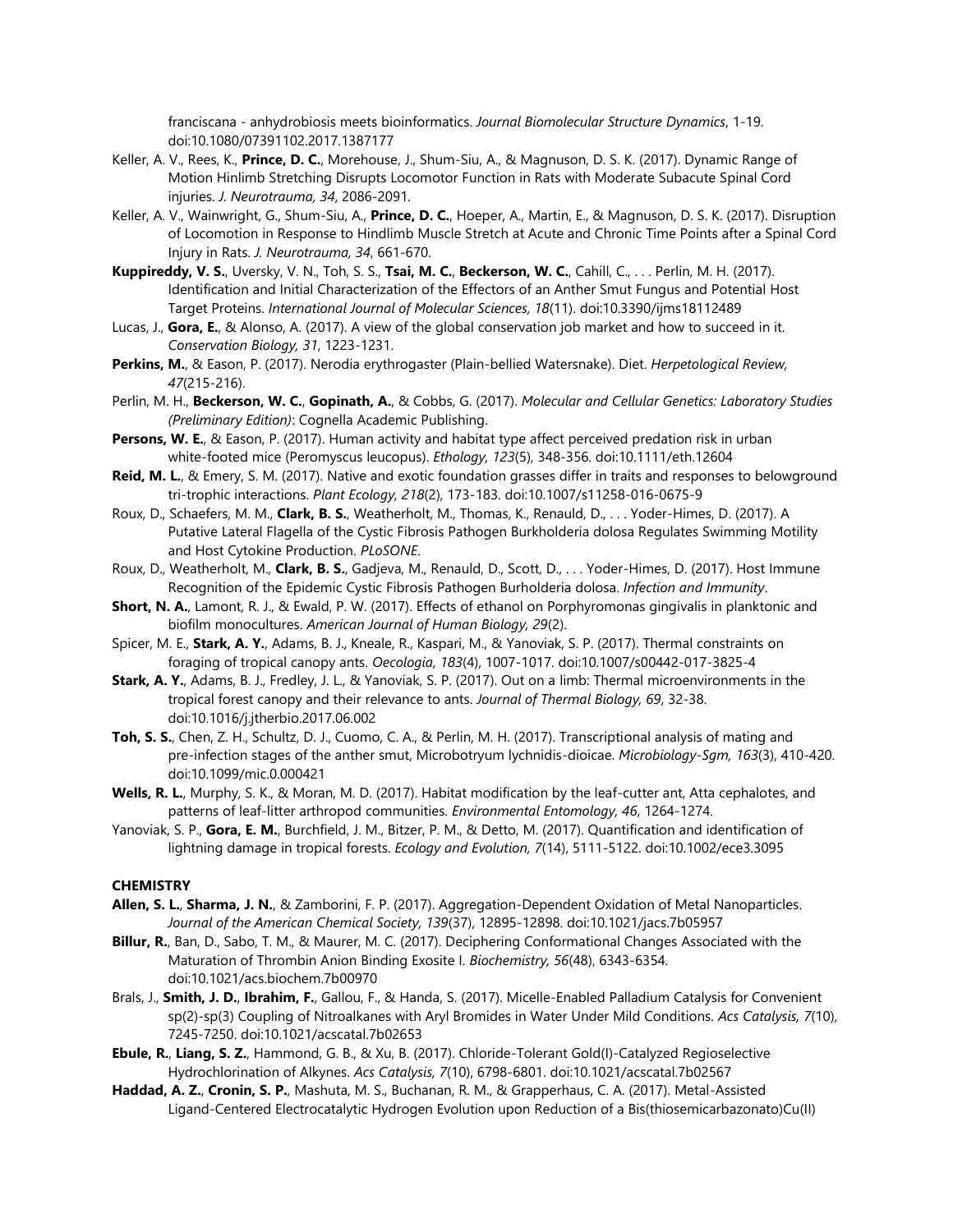franciscana - anhydrobiosis meets bioinformatics. *Journal Biomolecular Structure Dynamics*, 1-19. doi:10.1080/07391102.2017.1387177

Keller, A. V., Rees, K., **Prince, D. C.**, Morehouse, J., Shum-Siu, A., & Magnuson, D. S. K. (2017). Dynamic Range of Motion Hinlimb Stretching Disrupts Locomotor Function in Rats with Moderate Subacute Spinal Cord injuries. *J. Neurotrauma, 34*, 2086-2091.

Keller, A. V., Wainwright, G., Shum-Siu, A., **Prince, D. C.**, Hoeper, A., Martin, E., & Magnuson, D. S. K. (2017). Disruption of Locomotion in Response to Hindlimb Muscle Stretch at Acute and Chronic Time Points after a Spinal Cord Injury in Rats. *J. Neurotrauma, 34*, 661-670.

**Kuppireddy, V. S.**, Uversky, V. N., Toh, S. S., **Tsai, M. C.**, **Beckerson, W. C.**, Cahill, C., . . . Perlin, M. H. (2017). Identification and Initial Characterization of the Effectors of an Anther Smut Fungus and Potential Host Target Proteins. *International Journal of Molecular Sciences, 18*(11). doi:10.3390/ijms18112489

Lucas, J., **Gora, E.**, & Alonso, A. (2017). A view of the global conservation job market and how to succeed in it. *Conservation Biology, 31*, 1223-1231.

**Perkins, M.**, & Eason, P. (2017). Nerodia erythrogaster (Plain-bellied Watersnake). Diet. *Herpetological Review, 47*(215-216).

Perlin, M. H., **Beckerson, W. C.**, **Gopinath, A.**, & Cobbs, G. (2017). *Molecular and Cellular Genetics: Laboratory Studies (Preliminary Edition)*: Cognella Academic Publishing.

**Persons, W. E.**, & Eason, P. (2017). Human activity and habitat type affect perceived predation risk in urban white-footed mice (Peromyscus leucopus). *Ethology, 123*(5), 348-356. doi:10.1111/eth.12604

**Reid, M. L.**, & Emery, S. M. (2017). Native and exotic foundation grasses differ in traits and responses to belowground tri-trophic interactions. *Plant Ecology, 218*(2), 173-183. doi:10.1007/s11258-016-0675-9

Roux, D., Schaefers, M. M., **Clark, B. S.**, Weatherholt, M., Thomas, K., Renauld, D., . . . Yoder-Himes, D. (2017). A Putative Lateral Flagella of the Cystic Fibrosis Pathogen Burkholderia dolosa Regulates Swimming Motility and Host Cytokine Production. *PLoSONE*.

Roux, D., Weatherholt, M., **Clark, B. S.**, Gadjeva, M., Renauld, D., Scott, D., . . . Yoder-Himes, D. (2017). Host Immune Recognition of the Epidemic Cystic Fibrosis Pathogen Burholderia dolosa. *Infection and Immunity*.

**Short, N. A.**, Lamont, R. J., & Ewald, P. W. (2017). Effects of ethanol on Porphyromonas gingivalis in planktonic and biofilm monocultures. *American Journal of Human Biology, 29*(2).

Spicer, M. E., **Stark, A. Y.**, Adams, B. J., Kneale, R., Kaspari, M., & Yanoviak, S. P. (2017). Thermal constraints on foraging of tropical canopy ants. *Oecologia, 183*(4), 1007-1017. doi:10.1007/s00442-017-3825-4

**Stark, A. Y.**, Adams, B. J., Fredley, J. L., & Yanoviak, S. P. (2017). Out on a limb: Thermal microenvironments in the tropical forest canopy and their relevance to ants. *Journal of Thermal Biology, 69*, 32-38. doi:10.1016/j.jtherbio.2017.06.002

**Toh, S. S.**, Chen, Z. H., Schultz, D. J., Cuomo, C. A., & Perlin, M. H. (2017). Transcriptional analysis of mating and pre-infection stages of the anther smut, Microbotryum lychnidis-dioicae. *Microbiology-Sgm, 163*(3), 410-420. doi:10.1099/mic.0.000421

**Wells, R. L.**, Murphy, S. K., & Moran, M. D. (2017). Habitat modification by the leaf-cutter ant, Atta cephalotes, and patterns of leaf-litter arthropod communities. *Environmental Entomology, 46*, 1264-1274.

Yanoviak, S. P., **Gora, E. M.**, Burchfield, J. M., Bitzer, P. M., & Detto, M. (2017). Quantification and identification of lightning damage in tropical forests. *Ecology and Evolution, 7*(14), 5111-5122. doi:10.1002/ece3.3095

**CHEMISTRY**

**Allen, S. L.**, **Sharma, J. N.**, & Zamborini, F. P. (2017). Aggregation-Dependent Oxidation of Metal Nanoparticles. *Journal of the American Chemical Society, 139*(37), 12895-12898. doi:10.1021/jacs.7b05957

**Billur, R.**, Ban, D., Sabo, T. M., & Maurer, M. C. (2017). Deciphering Conformational Changes Associated with the Maturation of Thrombin Anion Binding Exosite I. *Biochemistry, 56*(48), 6343-6354. doi:10.1021/acs.biochem.7b00970

Brals, J., **Smith, J. D.**, **Ibrahim, F.**, Gallou, F., & Handa, S. (2017). Micelle-Enabled Palladium Catalysis for Convenient sp(2)-sp(3) Coupling of Nitroalkanes with Aryl Bromides in Water Under Mild Conditions. *Acs Catalysis, 7*(10), 7245-7250. doi:10.1021/acscatal.7b02653

**Ebule, R.**, **Liang, S. Z.**, Hammond, G. B., & Xu, B. (2017). Chloride-Tolerant Gold(I)-Catalyzed Regioselective Hydrochlorination of Alkynes. *Acs Catalysis, 7*(10), 6798-6801. doi:10.1021/acscatal.7b02567

**Haddad, A. Z.**, **Cronin, S. P.**, Mashuta, M. S., Buchanan, R. M., & Grapperhaus, C. A. (2017). Metal-Assisted Ligand-Centered Electrocatalytic Hydrogen Evolution upon Reduction of a Bis(thiosemicarbazonato)Cu(II)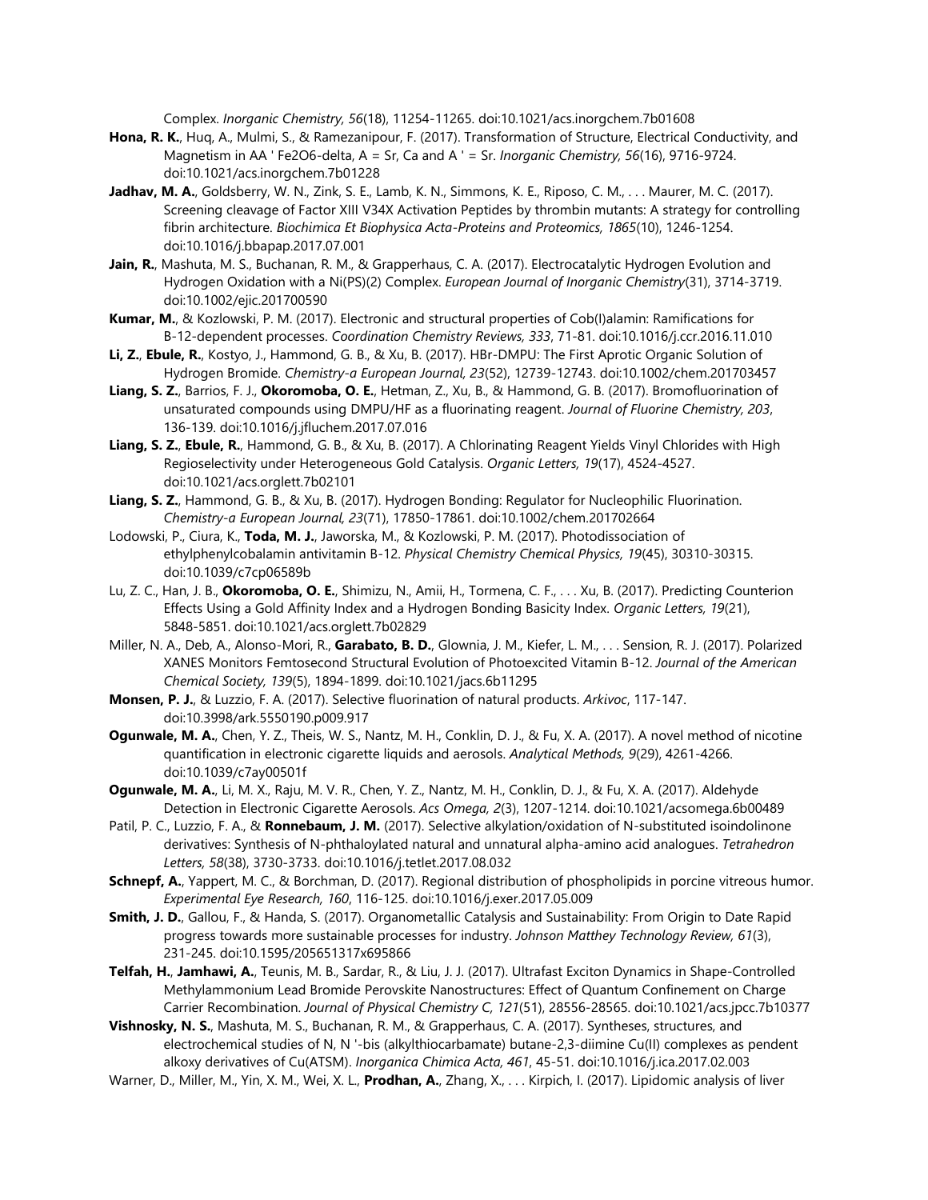Complex. *Inorganic Chemistry, 56*(18), 11254-11265. doi:10.1021/acs.inorgchem.7b01608

**Hona, R. K.**, Huq, A., Mulmi, S., & Ramezanipour, F. (2017). Transformation of Structure, Electrical Conductivity, and Magnetism in AA ' Fe2O6-delta, A = Sr, Ca and A ' = Sr. *Inorganic Chemistry, 56*(16), 9716-9724. doi:10.1021/acs.inorgchem.7b01228

**Jadhav, M. A.**, Goldsberry, W. N., Zink, S. E., Lamb, K. N., Simmons, K. E., Riposo, C. M., . . . Maurer, M. C. (2017). Screening cleavage of Factor XIII V34X Activation Peptides by thrombin mutants: A strategy for controlling fibrin architecture. *Biochimica Et Biophysica Acta-Proteins and Proteomics, 1865*(10), 1246-1254. doi:10.1016/j.bbapap.2017.07.001

**Jain, R.**, Mashuta, M. S., Buchanan, R. M., & Grapperhaus, C. A. (2017). Electrocatalytic Hydrogen Evolution and Hydrogen Oxidation with a Ni(PS)(2) Complex. *European Journal of Inorganic Chemistry*(31), 3714-3719. doi:10.1002/ejic.201700590

**Kumar, M.**, & Kozlowski, P. M. (2017). Electronic and structural properties of Cob(I)alamin: Ramifications for B-12-dependent processes. *Coordination Chemistry Reviews, 333*, 71-81. doi:10.1016/j.ccr.2016.11.010

**Li, Z.**, **Ebule, R.**, Kostyo, J., Hammond, G. B., & Xu, B. (2017). HBr-DMPU: The First Aprotic Organic Solution of Hydrogen Bromide. *Chemistry-a European Journal, 23*(52), 12739-12743. doi:10.1002/chem.201703457

**Liang, S. Z.**, Barrios, F. J., **Okoromoba, O. E.**, Hetman, Z., Xu, B., & Hammond, G. B. (2017). Bromofluorination of unsaturated compounds using DMPU/HF as a fluorinating reagent. *Journal of Fluorine Chemistry, 203*, 136-139. doi:10.1016/j.jfluchem.2017.07.016

**Liang, S. Z.**, **Ebule, R.**, Hammond, G. B., & Xu, B. (2017). A Chlorinating Reagent Yields Vinyl Chlorides with High Regioselectivity under Heterogeneous Gold Catalysis. *Organic Letters, 19*(17), 4524-4527. doi:10.1021/acs.orglett.7b02101

**Liang, S. Z.**, Hammond, G. B., & Xu, B. (2017). Hydrogen Bonding: Regulator for Nucleophilic Fluorination. *Chemistry-a European Journal, 23*(71), 17850-17861. doi:10.1002/chem.201702664

Lodowski, P., Ciura, K., **Toda, M. J.**, Jaworska, M., & Kozlowski, P. M. (2017). Photodissociation of ethylphenylcobalamin antivitamin B-12. *Physical Chemistry Chemical Physics, 19*(45), 30310-30315. doi:10.1039/c7cp06589b

Lu, Z. C., Han, J. B., **Okoromoba, O. E.**, Shimizu, N., Amii, H., Tormena, C. F., . . . Xu, B. (2017). Predicting Counterion Effects Using a Gold Affinity Index and a Hydrogen Bonding Basicity Index. *Organic Letters, 19*(21), 5848-5851. doi:10.1021/acs.orglett.7b02829

Miller, N. A., Deb, A., Alonso-Mori, R., **Garabato, B. D.**, Glownia, J. M., Kiefer, L. M., . . . Sension, R. J. (2017). Polarized XANES Monitors Femtosecond Structural Evolution of Photoexcited Vitamin B-12. *Journal of the American Chemical Society, 139*(5), 1894-1899. doi:10.1021/jacs.6b11295

**Monsen, P. J.**, & Luzzio, F. A. (2017). Selective fluorination of natural products. *Arkivoc*, 117-147. doi:10.3998/ark.5550190.p009.917

**Ogunwale, M. A.**, Chen, Y. Z., Theis, W. S., Nantz, M. H., Conklin, D. J., & Fu, X. A. (2017). A novel method of nicotine quantification in electronic cigarette liquids and aerosols. *Analytical Methods, 9*(29), 4261-4266. doi:10.1039/c7ay00501f

**Ogunwale, M. A.**, Li, M. X., Raju, M. V. R., Chen, Y. Z., Nantz, M. H., Conklin, D. J., & Fu, X. A. (2017). Aldehyde Detection in Electronic Cigarette Aerosols. *Acs Omega, 2*(3), 1207-1214. doi:10.1021/acsomega.6b00489

Patil, P. C., Luzzio, F. A., & **Ronnebaum, J. M.** (2017). Selective alkylation/oxidation of N-substituted isoindolinone derivatives: Synthesis of N-phthaloylated natural and unnatural alpha-amino acid analogues. *Tetrahedron Letters, 58*(38), 3730-3733. doi:10.1016/j.tetlet.2017.08.032

**Schnepf, A.**, Yappert, M. C., & Borchman, D. (2017). Regional distribution of phospholipids in porcine vitreous humor. *Experimental Eye Research, 160*, 116-125. doi:10.1016/j.exer.2017.05.009

**Smith, J. D.**, Gallou, F., & Handa, S. (2017). Organometallic Catalysis and Sustainability: From Origin to Date Rapid progress towards more sustainable processes for industry. *Johnson Matthey Technology Review, 61*(3), 231-245. doi:10.1595/205651317x695866

**Telfah, H.**, **Jamhawi, A.**, Teunis, M. B., Sardar, R., & Liu, J. J. (2017). Ultrafast Exciton Dynamics in Shape-Controlled Methylammonium Lead Bromide Perovskite Nanostructures: Effect of Quantum Confinement on Charge Carrier Recombination. *Journal of Physical Chemistry C, 121*(51), 28556-28565. doi:10.1021/acs.jpcc.7b10377

**Vishnosky, N. S.**, Mashuta, M. S., Buchanan, R. M., & Grapperhaus, C. A. (2017). Syntheses, structures, and electrochemical studies of N, N '-bis (alkylthiocarbamate) butane-2,3-diimine Cu(II) complexes as pendent alkoxy derivatives of Cu(ATSM). *Inorganica Chimica Acta, 461*, 45-51. doi:10.1016/j.ica.2017.02.003

Warner, D., Miller, M., Yin, X. M., Wei, X. L., **Prodhan, A.**, Zhang, X., . . . Kirpich, I. (2017). Lipidomic analysis of liver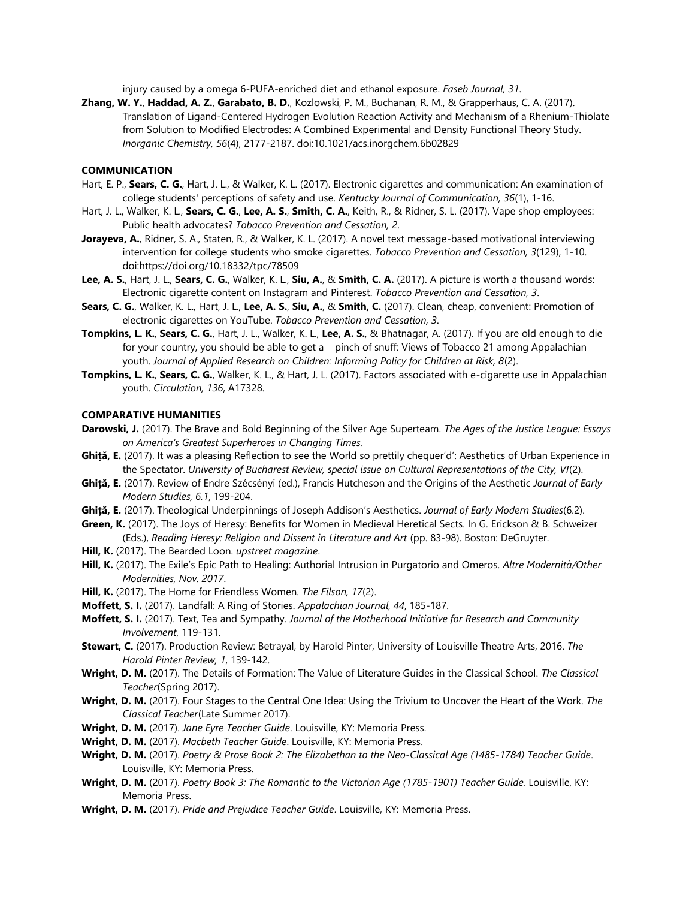injury caused by a omega 6-PUFA-enriched diet and ethanol exposure. *Faseb Journal, 31*.

**Zhang, W. Y.**, **Haddad, A. Z.**, **Garabato, B. D.**, Kozlowski, P. M., Buchanan, R. M., & Grapperhaus, C. A. (2017). Translation of Ligand-Centered Hydrogen Evolution Reaction Activity and Mechanism of a Rhenium-Thiolate from Solution to Modified Electrodes: A Combined Experimental and Density Functional Theory Study. *Inorganic Chemistry, 56*(4), 2177-2187. doi:10.1021/acs.inorgchem.6b02829

**COMMUNICATION**

Hart, E. P., **Sears, C. G.**, Hart, J. L., & Walker, K. L. (2017). Electronic cigarettes and communication: An examination of college students' perceptions of safety and use. *Kentucky Journal of Communication, 36*(1), 1-16.

Hart, J. L., Walker, K. L., **Sears, C. G.**, **Lee, A. S.**, **Smith, C. A.**, Keith, R., & Ridner, S. L. (2017). Vape shop employees: Public health advocates? *Tobacco Prevention and Cessation, 2*.

**Jorayeva, A.**, Ridner, S. A., Staten, R., & Walker, K. L. (2017). A novel text message-based motivational interviewing intervention for college students who smoke cigarettes. *Tobacco Prevention and Cessation, 3*(129), 1-10. doi:https://doi.org/10.18332/tpc/78509

**Lee, A. S.**, Hart, J. L., **Sears, C. G.**, Walker, K. L., **Siu, A.**, & **Smith, C. A.** (2017). A picture is worth a thousand words: Electronic cigarette content on Instagram and Pinterest. *Tobacco Prevention and Cessation, 3*.

**Sears, C. G.**, Walker, K. L., Hart, J. L., **Lee, A. S.**, **Siu, A.**, & **Smith, C.** (2017). Clean, cheap, convenient: Promotion of electronic cigarettes on YouTube. *Tobacco Prevention and Cessation, 3*.

**Tompkins, L. K.**, **Sears, C. G.**, Hart, J. L., Walker, K. L., **Lee, A. S.**, & Bhatnagar, A. (2017). If you are old enough to die for your country, you should be able to get a pinch of snuff: Views of Tobacco 21 among Appalachian youth. *Journal of Applied Research on Children: Informing Policy for Children at Risk, 8*(2).

**Tompkins, L. K.**, **Sears, C. G.**, Walker, K. L., & Hart, J. L. (2017). Factors associated with e-cigarette use in Appalachian youth. *Circulation, 136*, A17328.

**COMPARATIVE HUMANITIES**

**Darowski, J.** (2017). The Brave and Bold Beginning of the Silver Age Superteam. *The Ages of the Justice League: Essays on America's Greatest Superheroes in Changing Times*.

**Ghiță, E.** (2017). It was a pleasing Reflection to see the World so prettily chequer'd': Aesthetics of Urban Experience in the Spectator. *University of Bucharest Review, special issue on Cultural Representations of the City, VI*(2).

**Ghiță, E.** (2017). Review of Endre Szécsényi (ed.), Francis Hutcheson and the Origins of the Aesthetic *Journal of Early Modern Studies, 6.1*, 199-204.

**Ghiță, E.** (2017). Theological Underpinnings of Joseph Addison's Aesthetics. *Journal of Early Modern Studies*(6.2).

**Green, K.** (2017). The Joys of Heresy: Benefits for Women in Medieval Heretical Sects. In G. Erickson & B. Schweizer (Eds.), *Reading Heresy: Religion and Dissent in Literature and Art* (pp. 83-98). Boston: DeGruyter.

**Hill, K.** (2017). The Bearded Loon. *upstreet magazine*.

**Hill, K.** (2017). The Exile's Epic Path to Healing: Authorial Intrusion in Purgatorio and Omeros. *Altre Modernità/Other Modernities, Nov. 2017*.

**Hill, K.** (2017). The Home for Friendless Women. *The Filson, 17*(2).

**Moffett, S. I.** (2017). Landfall: A Ring of Stories. *Appalachian Journal, 44*, 185-187.

**Moffett, S. I.** (2017). Text, Tea and Sympathy. *Journal of the Motherhood Initiative for Research and Community Involvement*, 119-131.

**Stewart, C.** (2017). Production Review: Betrayal, by Harold Pinter, University of Louisville Theatre Arts, 2016. *The Harold Pinter Review, 1*, 139-142.

**Wright, D. M.** (2017). The Details of Formation: The Value of Literature Guides in the Classical School. *The Classical Teacher*(Spring 2017).

**Wright, D. M.** (2017). Four Stages to the Central One Idea: Using the Trivium to Uncover the Heart of the Work. *The Classical Teacher*(Late Summer 2017).

**Wright, D. M.** (2017). *Jane Eyre Teacher Guide*. Louisville, KY: Memoria Press.

**Wright, D. M.** (2017). *Macbeth Teacher Guide*. Louisville, KY: Memoria Press.

**Wright, D. M.** (2017). *Poetry & Prose Book 2: The Elizabethan to the Neo-Classical Age (1485-1784) Teacher Guide*. Louisville, KY: Memoria Press.

**Wright, D. M.** (2017). *Poetry Book 3: The Romantic to the Victorian Age (1785-1901) Teacher Guide*. Louisville, KY: Memoria Press.

**Wright, D. M.** (2017). *Pride and Prejudice Teacher Guide*. Louisville, KY: Memoria Press.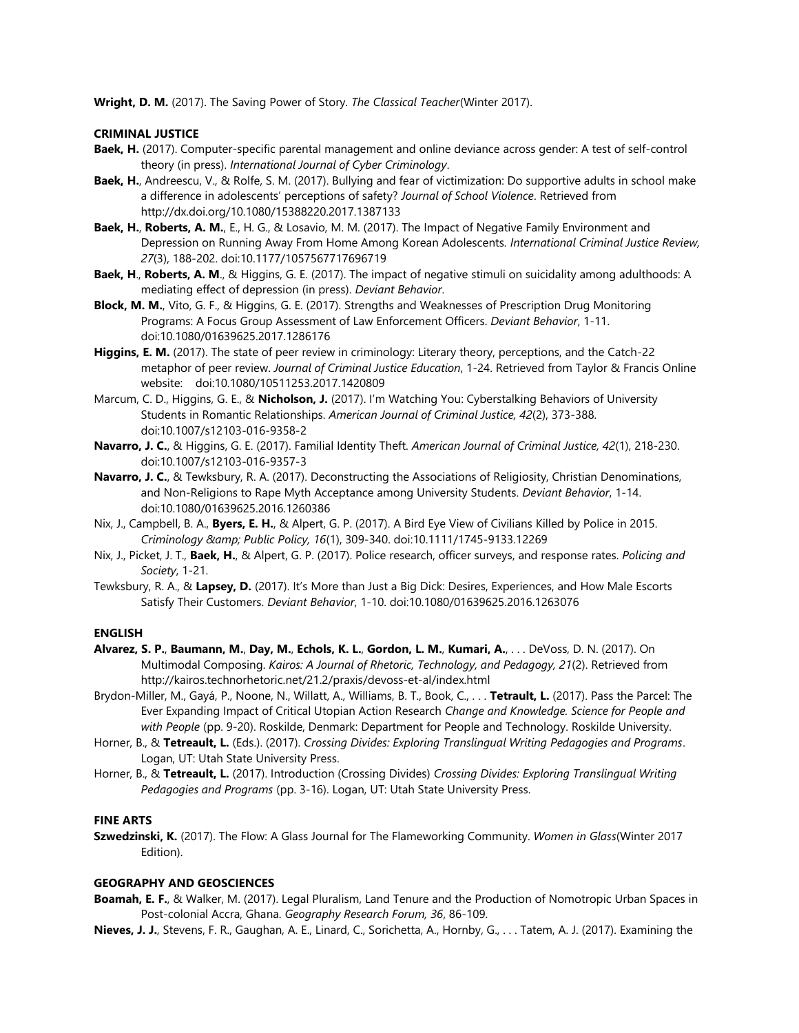**Wright, D. M.** (2017). The Saving Power of Story. *The Classical Teacher*(Winter 2017).

## CRIMINAL JUSTICE

**Baek, H.** (2017). Computer-specific parental management and online deviance across gender: A test of self-control theory (in press). *International Journal of Cyber Criminology*.

**Baek, H.**, Andreescu, V., & Rolfe, S. M. (2017). Bullying and fear of victimization: Do supportive adults in school make a difference in adolescents' perceptions of safety? *Journal of School Violence*. Retrieved from http://dx.doi.org/10.1080/15388220.2017.1387133

**Baek, H.**, **Roberts, A. M.**, E., H. G., & Losavio, M. M. (2017). The Impact of Negative Family Environment and Depression on Running Away From Home Among Korean Adolescents. *International Criminal Justice Review, 27*(3), 188-202. doi:10.1177/1057567717696719

**Baek, H**., **Roberts, A. M**., & Higgins, G. E. (2017). The impact of negative stimuli on suicidality among adulthoods: A mediating effect of depression (in press). *Deviant Behavior*.

**Block, M. M.**, Vito, G. F., & Higgins, G. E. (2017). Strengths and Weaknesses of Prescription Drug Monitoring Programs: A Focus Group Assessment of Law Enforcement Officers. *Deviant Behavior*, 1-11. doi:10.1080/01639625.2017.1286176

**Higgins, E. M.** (2017). The state of peer review in criminology: Literary theory, perceptions, and the Catch-22 metaphor of peer review. *Journal of Criminal Justice Education*, 1-24. Retrieved from Taylor & Francis Online website: doi:10.1080/10511253.2017.1420809

Marcum, C. D., Higgins, G. E., & **Nicholson, J.** (2017). I'm Watching You: Cyberstalking Behaviors of University Students in Romantic Relationships. *American Journal of Criminal Justice, 42*(2), 373-388. doi:10.1007/s12103-016-9358-2

**Navarro, J. C.**, & Higgins, G. E. (2017). Familial Identity Theft. *American Journal of Criminal Justice, 42*(1), 218-230. doi:10.1007/s12103-016-9357-3

**Navarro, J. C.**, & Tewksbury, R. A. (2017). Deconstructing the Associations of Religiosity, Christian Denominations, and Non-Religions to Rape Myth Acceptance among University Students. *Deviant Behavior*, 1-14. doi:10.1080/01639625.2016.1260386

Nix, J., Campbell, B. A., **Byers, E. H.**, & Alpert, G. P. (2017). A Bird Eye View of Civilians Killed by Police in 2015. *Criminology &amp; Public Policy, 16*(1), 309-340. doi:10.1111/1745-9133.12269

Nix, J., Picket, J. T., **Baek, H.**, & Alpert, G. P. (2017). Police research, officer surveys, and response rates. *Policing and Society*, 1-21.

Tewksbury, R. A., & **Lapsey, D.** (2017). It's More than Just a Big Dick: Desires, Experiences, and How Male Escorts Satisfy Their Customers. *Deviant Behavior*, 1-10. doi:10.1080/01639625.2016.1263076

## ENGLISH

**Alvarez, S. P.**, **Baumann, M.**, **Day, M.**, **Echols, K. L.**, **Gordon, L. M.**, **Kumari, A.**, . . . DeVoss, D. N. (2017). On Multimodal Composing. *Kairos: A Journal of Rhetoric, Technology, and Pedagogy, 21*(2). Retrieved from http://kairos.technorhetoric.net/21.2/praxis/devoss-et-al/index.html

Brydon-Miller, M., Gayá, P., Noone, N., Willatt, A., Williams, B. T., Book, C., . . . **Tetrault, L.** (2017). Pass the Parcel: The Ever Expanding Impact of Critical Utopian Action Research *Change and Knowledge. Science for People and with People* (pp. 9-20). Roskilde, Denmark: Department for People and Technology. Roskilde University.

Horner, B., & **Tetreault, L.** (Eds.). (2017). *Crossing Divides: Exploring Translingual Writing Pedagogies and Programs*. Logan, UT: Utah State University Press.

Horner, B., & **Tetreault, L.** (2017). Introduction (Crossing Divides) *Crossing Divides: Exploring Translingual Writing Pedagogies and Programs* (pp. 3-16). Logan, UT: Utah State University Press.

## FINE ARTS

**Szwedzinski, K.** (2017). The Flow: A Glass Journal for The Flameworking Community. *Women in Glass*(Winter 2017 Edition).

## GEOGRAPHY AND GEOSCIENCES

**Boamah, E. F.**, & Walker, M. (2017). Legal Pluralism, Land Tenure and the Production of Nomotropic Urban Spaces in Post-colonial Accra, Ghana. *Geography Research Forum, 36*, 86-109.

**Nieves, J. J.**, Stevens, F. R., Gaughan, A. E., Linard, C., Sorichetta, A., Hornby, G., . . . Tatem, A. J. (2017). Examining the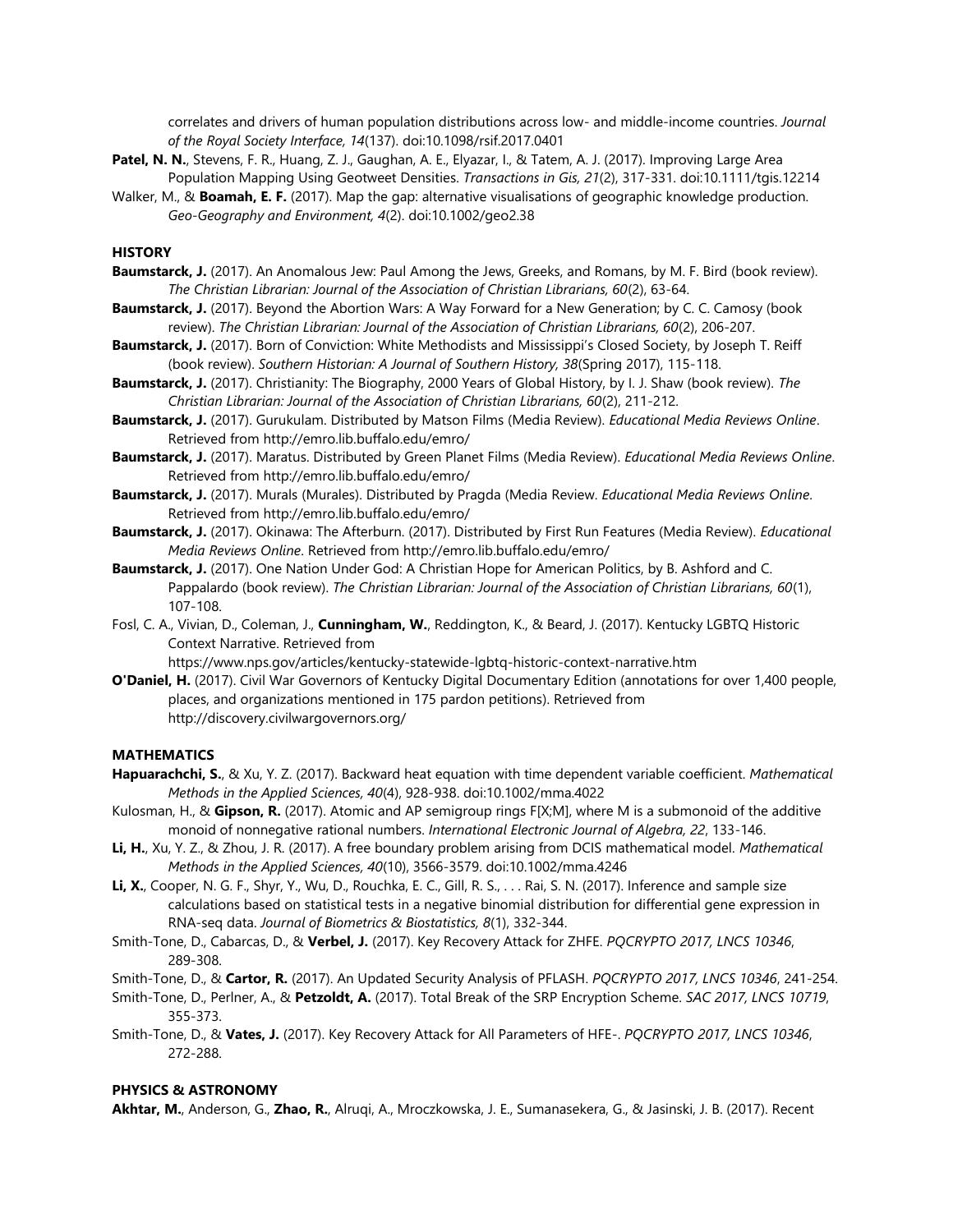correlates and drivers of human population distributions across low- and middle-income countries. *Journal of the Royal Society Interface, 14*(137). doi:10.1098/rsif.2017.0401

**Patel, N. N.**, Stevens, F. R., Huang, Z. J., Gaughan, A. E., Elyazar, I., & Tatem, A. J. (2017). Improving Large Area Population Mapping Using Geotweet Densities. *Transactions in Gis, 21*(2), 317-331. doi:10.1111/tgis.12214

Walker, M., & **Boamah, E. F.** (2017). Map the gap: alternative visualisations of geographic knowledge production. *Geo-Geography and Environment, 4*(2). doi:10.1002/geo2.38

### HISTORY

**Baumstarck, J.** (2017). An Anomalous Jew: Paul Among the Jews, Greeks, and Romans, by M. F. Bird (book review). *The Christian Librarian: Journal of the Association of Christian Librarians, 60*(2), 63-64.

**Baumstarck, J.** (2017). Beyond the Abortion Wars: A Way Forward for a New Generation; by C. C. Camosy (book review). *The Christian Librarian: Journal of the Association of Christian Librarians, 60*(2), 206-207.

**Baumstarck, J.** (2017). Born of Conviction: White Methodists and Mississippi's Closed Society, by Joseph T. Reiff (book review). *Southern Historian: A Journal of Southern History, 38*(Spring 2017), 115-118.

**Baumstarck, J.** (2017). Christianity: The Biography, 2000 Years of Global History, by I. J. Shaw (book review). *The Christian Librarian: Journal of the Association of Christian Librarians, 60*(2), 211-212.

**Baumstarck, J.** (2017). Gurukulam. Distributed by Matson Films (Media Review). *Educational Media Reviews Online*. Retrieved from http://emro.lib.buffalo.edu/emro/

**Baumstarck, J.** (2017). Maratus. Distributed by Green Planet Films (Media Review). *Educational Media Reviews Online*. Retrieved from http://emro.lib.buffalo.edu/emro/

**Baumstarck, J.** (2017). Murals (Murales). Distributed by Pragda (Media Review. *Educational Media Reviews Online*. Retrieved from http://emro.lib.buffalo.edu/emro/

**Baumstarck, J.** (2017). Okinawa: The Afterburn. (2017). Distributed by First Run Features (Media Review). *Educational Media Reviews Online*. Retrieved from http://emro.lib.buffalo.edu/emro/

**Baumstarck, J.** (2017). One Nation Under God: A Christian Hope for American Politics, by B. Ashford and C. Pappalardo (book review). *The Christian Librarian: Journal of the Association of Christian Librarians, 60*(1), 107-108.

Fosl, C. A., Vivian, D., Coleman, J., **Cunningham, W.**, Reddington, K., & Beard, J. (2017). Kentucky LGBTQ Historic Context Narrative. Retrieved from https://www.nps.gov/articles/kentucky-statewide-lgbtq-historic-context-narrative.htm

**O'Daniel, H.** (2017). Civil War Governors of Kentucky Digital Documentary Edition (annotations for over 1,400 people, places, and organizations mentioned in 175 pardon petitions). Retrieved from http://discovery.civilwargovernors.org/

### MATHEMATICS

**Hapuarachchi, S.**, & Xu, Y. Z. (2017). Backward heat equation with time dependent variable coefficient. *Mathematical Methods in the Applied Sciences, 40*(4), 928-938. doi:10.1002/mma.4022

Kulosman, H., & **Gipson, R.** (2017). Atomic and AP semigroup rings F[X;M], where M is a submonoid of the additive monoid of nonnegative rational numbers. *International Electronic Journal of Algebra, 22*, 133-146.

**Li, H.**, Xu, Y. Z., & Zhou, J. R. (2017). A free boundary problem arising from DCIS mathematical model. *Mathematical Methods in the Applied Sciences, 40*(10), 3566-3579. doi:10.1002/mma.4246

**Li, X.**, Cooper, N. G. F., Shyr, Y., Wu, D., Rouchka, E. C., Gill, R. S., . . . Rai, S. N. (2017). Inference and sample size calculations based on statistical tests in a negative binomial distribution for differential gene expression in RNA-seq data. *Journal of Biometrics & Biostatistics, 8*(1), 332-344.

Smith-Tone, D., Cabarcas, D., & **Verbel, J.** (2017). Key Recovery Attack for ZHFE. *PQCRYPTO 2017, LNCS 10346*, 289-308.

Smith-Tone, D., & **Cartor, R.** (2017). An Updated Security Analysis of PFLASH. *PQCRYPTO 2017, LNCS 10346*, 241-254.

Smith-Tone, D., Perlner, A., & **Petzoldt, A.** (2017). Total Break of the SRP Encryption Scheme. *SAC 2017, LNCS 10719*, 355-373.

Smith-Tone, D., & **Vates, J.** (2017). Key Recovery Attack for All Parameters of HFE-. *PQCRYPTO 2017, LNCS 10346*, 272-288.

### PHYSICS & ASTRONOMY

**Akhtar, M.**, Anderson, G., **Zhao, R.**, Alruqi, A., Mroczkowska, J. E., Sumanasekera, G., & Jasinski, J. B. (2017). Recent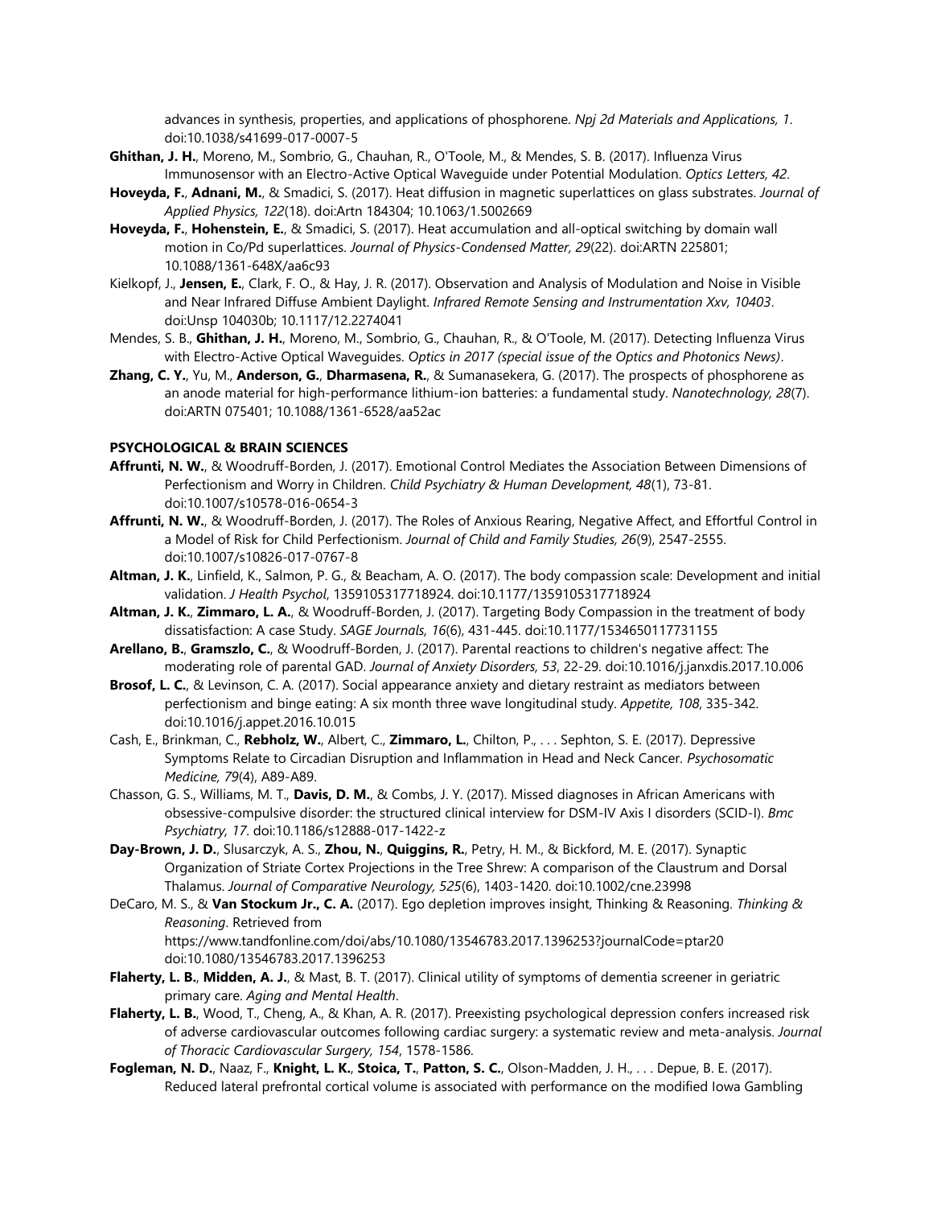advances in synthesis, properties, and applications of phosphorene. *Npj 2d Materials and Applications, 1*. doi:10.1038/s41699-017-0007-5

**Ghithan, J. H.**, Moreno, M., Sombrio, G., Chauhan, R., O'Toole, M., & Mendes, S. B. (2017). Influenza Virus Immunosensor with an Electro-Active Optical Waveguide under Potential Modulation. *Optics Letters, 42*.

**Hoveyda, F.**, **Adnani, M.**, & Smadici, S. (2017). Heat diffusion in magnetic superlattices on glass substrates. *Journal of Applied Physics, 122*(18). doi:Artn 184304; 10.1063/1.5002669

**Hoveyda, F.**, **Hohenstein, E.**, & Smadici, S. (2017). Heat accumulation and all-optical switching by domain wall motion in Co/Pd superlattices. *Journal of Physics-Condensed Matter, 29*(22). doi:ARTN 225801; 10.1088/1361-648X/aa6c93

Kielkopf, J., **Jensen, E.**, Clark, F. O., & Hay, J. R. (2017). Observation and Analysis of Modulation and Noise in Visible and Near Infrared Diffuse Ambient Daylight. *Infrared Remote Sensing and Instrumentation Xxv, 10403*. doi:Unsp 104030b; 10.1117/12.2274041

Mendes, S. B., **Ghithan, J. H.**, Moreno, M., Sombrio, G., Chauhan, R., & O'Toole, M. (2017). Detecting Influenza Virus with Electro-Active Optical Waveguides. *Optics in 2017 (special issue of the Optics and Photonics News)*.

**Zhang, C. Y.**, Yu, M., **Anderson, G.**, **Dharmasena, R.**, & Sumanasekera, G. (2017). The prospects of phosphorene as an anode material for high-performance lithium-ion batteries: a fundamental study. *Nanotechnology, 28*(7). doi:ARTN 075401; 10.1088/1361-6528/aa52ac

**PSYCHOLOGICAL & BRAIN SCIENCES**

**Affrunti, N. W.**, & Woodruff-Borden, J. (2017). Emotional Control Mediates the Association Between Dimensions of Perfectionism and Worry in Children. *Child Psychiatry & Human Development, 48*(1), 73-81. doi:10.1007/s10578-016-0654-3

**Affrunti, N. W.**, & Woodruff-Borden, J. (2017). The Roles of Anxious Rearing, Negative Affect, and Effortful Control in a Model of Risk for Child Perfectionism. *Journal of Child and Family Studies, 26*(9), 2547-2555. doi:10.1007/s10826-017-0767-8

**Altman, J. K.**, Linfield, K., Salmon, P. G., & Beacham, A. O. (2017). The body compassion scale: Development and initial validation. *J Health Psychol*, 1359105317718924. doi:10.1177/1359105317718924

**Altman, J. K.**, **Zimmaro, L. A.**, & Woodruff-Borden, J. (2017). Targeting Body Compassion in the treatment of body dissatisfaction: A case Study. *SAGE Journals, 16*(6), 431-445. doi:10.1177/1534650117731155

**Arellano, B.**, **Gramszlo, C.**, & Woodruff-Borden, J. (2017). Parental reactions to children's negative affect: The moderating role of parental GAD. *Journal of Anxiety Disorders, 53*, 22-29. doi:10.1016/j.janxdis.2017.10.006

**Brosof, L. C.**, & Levinson, C. A. (2017). Social appearance anxiety and dietary restraint as mediators between perfectionism and binge eating: A six month three wave longitudinal study. *Appetite, 108*, 335-342. doi:10.1016/j.appet.2016.10.015

Cash, E., Brinkman, C., **Rebholz, W.**, Albert, C., **Zimmaro, L.**, Chilton, P., . . . Sephton, S. E. (2017). Depressive Symptoms Relate to Circadian Disruption and Inflammation in Head and Neck Cancer. *Psychosomatic Medicine, 79*(4), A89-A89.

Chasson, G. S., Williams, M. T., **Davis, D. M.**, & Combs, J. Y. (2017). Missed diagnoses in African Americans with obsessive-compulsive disorder: the structured clinical interview for DSM-IV Axis I disorders (SCID-I). *Bmc Psychiatry, 17*. doi:10.1186/s12888-017-1422-z

**Day-Brown, J. D.**, Slusarczyk, A. S., **Zhou, N.**, **Quiggins, R.**, Petry, H. M., & Bickford, M. E. (2017). Synaptic Organization of Striate Cortex Projections in the Tree Shrew: A comparison of the Claustrum and Dorsal Thalamus. *Journal of Comparative Neurology, 525*(6), 1403-1420. doi:10.1002/cne.23998

DeCaro, M. S., & **Van Stockum Jr., C. A.** (2017). Ego depletion improves insight, Thinking & Reasoning. *Thinking & Reasoning*. Retrieved from https://www.tandfonline.com/doi/abs/10.1080/13546783.2017.1396253?journalCode=ptar20 doi:10.1080/13546783.2017.1396253

**Flaherty, L. B.**, **Midden, A. J.**, & Mast, B. T. (2017). Clinical utility of symptoms of dementia screener in geriatric primary care. *Aging and Mental Health*.

**Flaherty, L. B.**, Wood, T., Cheng, A., & Khan, A. R. (2017). Preexisting psychological depression confers increased risk of adverse cardiovascular outcomes following cardiac surgery: a systematic review and meta-analysis. *Journal of Thoracic Cardiovascular Surgery, 154*, 1578-1586.

**Fogleman, N. D.**, Naaz, F., **Knight, L. K.**, **Stoica, T.**, **Patton, S. C.**, Olson-Madden, J. H., . . . Depue, B. E. (2017). Reduced lateral prefrontal cortical volume is associated with performance on the modified Iowa Gambling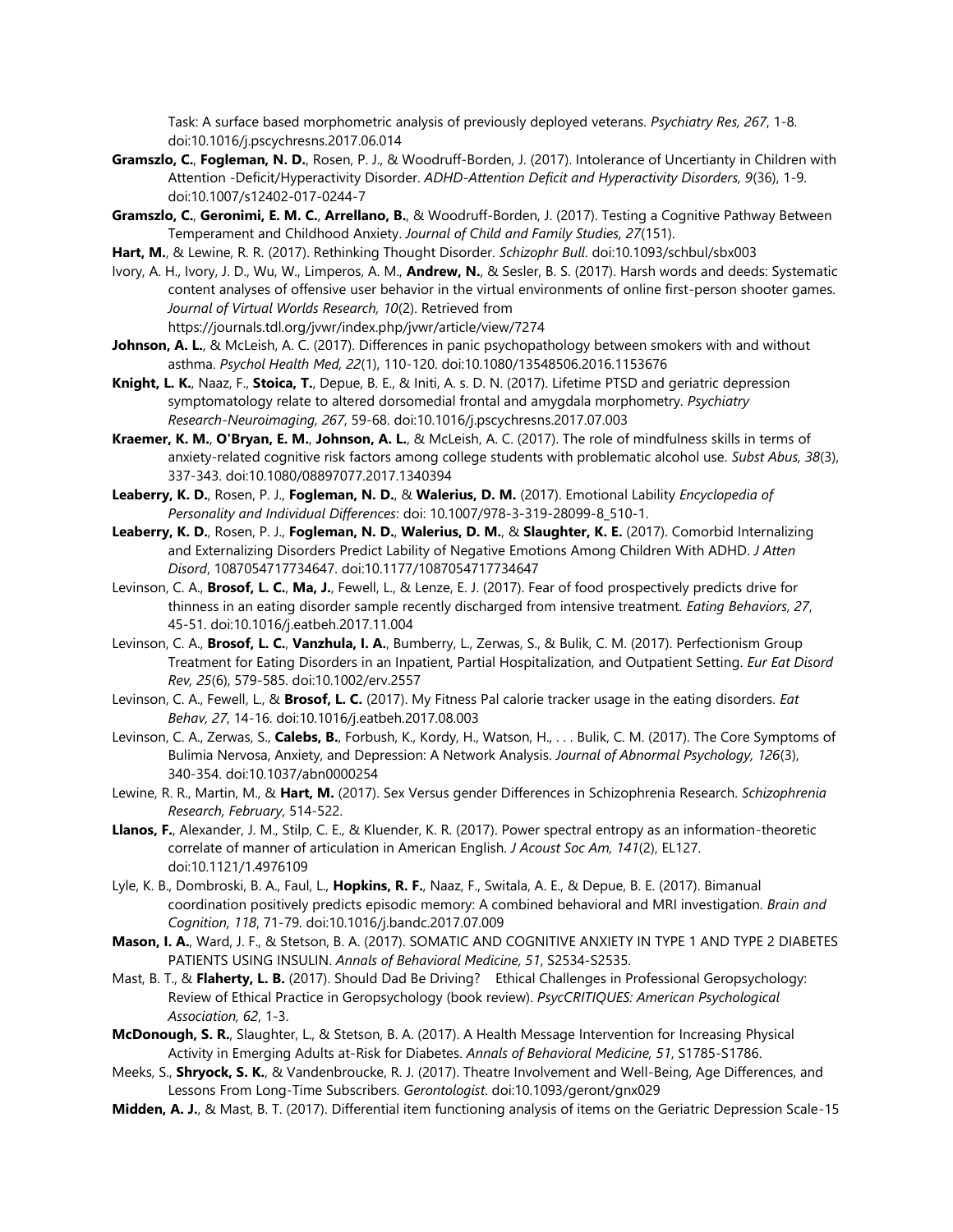Task: A surface based morphometric analysis of previously deployed veterans. *Psychiatry Res, 267*, 1-8. doi:10.1016/j.pscychresns.2017.06.014

**Gramszlo, C.**, **Fogleman, N. D.**, Rosen, P. J., & Woodruff-Borden, J. (2017). Intolerance of Uncertianty in Children with Attention -Deficit/Hyperactivity Disorder. *ADHD-Attention Deficit and Hyperactivity Disorders, 9*(36), 1-9. doi:10.1007/s12402-017-0244-7

**Gramszlo, C.**, **Geronimi, E. M. C.**, **Arrellano, B.**, & Woodruff-Borden, J. (2017). Testing a Cognitive Pathway Between Temperament and Childhood Anxiety. *Journal of Child and Family Studies, 27*(151).

**Hart, M.**, & Lewine, R. R. (2017). Rethinking Thought Disorder. *Schizophr Bull*. doi:10.1093/schbul/sbx003

Ivory, A. H., Ivory, J. D., Wu, W., Limperos, A. M., **Andrew, N.**, & Sesler, B. S. (2017). Harsh words and deeds: Systematic content analyses of offensive user behavior in the virtual environments of online first-person shooter games. *Journal of Virtual Worlds Research, 10*(2). Retrieved from https://journals.tdl.org/jvwr/index.php/jvwr/article/view/7274

**Johnson, A. L.**, & McLeish, A. C. (2017). Differences in panic psychopathology between smokers with and without asthma. *Psychol Health Med, 22*(1), 110-120. doi:10.1080/13548506.2016.1153676

**Knight, L. K.**, Naaz, F., **Stoica, T.**, Depue, B. E., & Initi, A. s. D. N. (2017). Lifetime PTSD and geriatric depression symptomatology relate to altered dorsomedial frontal and amygdala morphometry. *Psychiatry Research-Neuroimaging, 267*, 59-68. doi:10.1016/j.pscychresns.2017.07.003

**Kraemer, K. M.**, **O'Bryan, E. M.**, **Johnson, A. L.**, & McLeish, A. C. (2017). The role of mindfulness skills in terms of anxiety-related cognitive risk factors among college students with problematic alcohol use. *Subst Abus, 38*(3), 337-343. doi:10.1080/08897077.2017.1340394

**Leaberry, K. D.**, Rosen, P. J., **Fogleman, N. D.**, & **Walerius, D. M.** (2017). Emotional Lability *Encyclopedia of Personality and Individual Differences*: doi: 10.1007/978-3-319-28099-8_510-1.

**Leaberry, K. D.**, Rosen, P. J., **Fogleman, N. D.**, **Walerius, D. M.**, & **Slaughter, K. E.** (2017). Comorbid Internalizing and Externalizing Disorders Predict Lability of Negative Emotions Among Children With ADHD. *J Atten Disord*, 1087054717734647. doi:10.1177/1087054717734647

Levinson, C. A., **Brosof, L. C.**, **Ma, J.**, Fewell, L., & Lenze, E. J. (2017). Fear of food prospectively predicts drive for thinness in an eating disorder sample recently discharged from intensive treatment. *Eating Behaviors, 27*, 45-51. doi:10.1016/j.eatbeh.2017.11.004

Levinson, C. A., **Brosof, L. C.**, **Vanzhula, I. A.**, Bumberry, L., Zerwas, S., & Bulik, C. M. (2017). Perfectionism Group Treatment for Eating Disorders in an Inpatient, Partial Hospitalization, and Outpatient Setting. *Eur Eat Disord Rev, 25*(6), 579-585. doi:10.1002/erv.2557

Levinson, C. A., Fewell, L., & **Brosof, L. C.** (2017). My Fitness Pal calorie tracker usage in the eating disorders. *Eat Behav, 27*, 14-16. doi:10.1016/j.eatbeh.2017.08.003

Levinson, C. A., Zerwas, S., **Calebs, B.**, Forbush, K., Kordy, H., Watson, H., . . . Bulik, C. M. (2017). The Core Symptoms of Bulimia Nervosa, Anxiety, and Depression: A Network Analysis. *Journal of Abnormal Psychology, 126*(3), 340-354. doi:10.1037/abn0000254

Lewine, R. R., Martin, M., & **Hart, M.** (2017). Sex Versus gender Differences in Schizophrenia Research. *Schizophrenia Research, February*, 514-522.

**Llanos, F.**, Alexander, J. M., Stilp, C. E., & Kluender, K. R. (2017). Power spectral entropy as an information-theoretic correlate of manner of articulation in American English. *J Acoust Soc Am, 141*(2), EL127. doi:10.1121/1.4976109

Lyle, K. B., Dombroski, B. A., Faul, L., **Hopkins, R. F.**, Naaz, F., Switala, A. E., & Depue, B. E. (2017). Bimanual coordination positively predicts episodic memory: A combined behavioral and MRI investigation. *Brain and Cognition, 118*, 71-79. doi:10.1016/j.bandc.2017.07.009

**Mason, I. A.**, Ward, J. F., & Stetson, B. A. (2017). SOMATIC AND COGNITIVE ANXIETY IN TYPE 1 AND TYPE 2 DIABETES PATIENTS USING INSULIN. *Annals of Behavioral Medicine, 51*, S2534-S2535.

Mast, B. T., & **Flaherty, L. B.** (2017). Should Dad Be Driving? Ethical Challenges in Professional Geropsychology: Review of Ethical Practice in Geropsychology (book review). *PsycCRITIQUES: American Psychological Association, 62*, 1-3.

**McDonough, S. R.**, Slaughter, L., & Stetson, B. A. (2017). A Health Message Intervention for Increasing Physical Activity in Emerging Adults at-Risk for Diabetes. *Annals of Behavioral Medicine, 51*, S1785-S1786.

Meeks, S., **Shryock, S. K.**, & Vandenbroucke, R. J. (2017). Theatre Involvement and Well-Being, Age Differences, and Lessons From Long-Time Subscribers. *Gerontologist*. doi:10.1093/geront/gnx029

**Midden, A. J.**, & Mast, B. T. (2017). Differential item functioning analysis of items on the Geriatric Depression Scale-15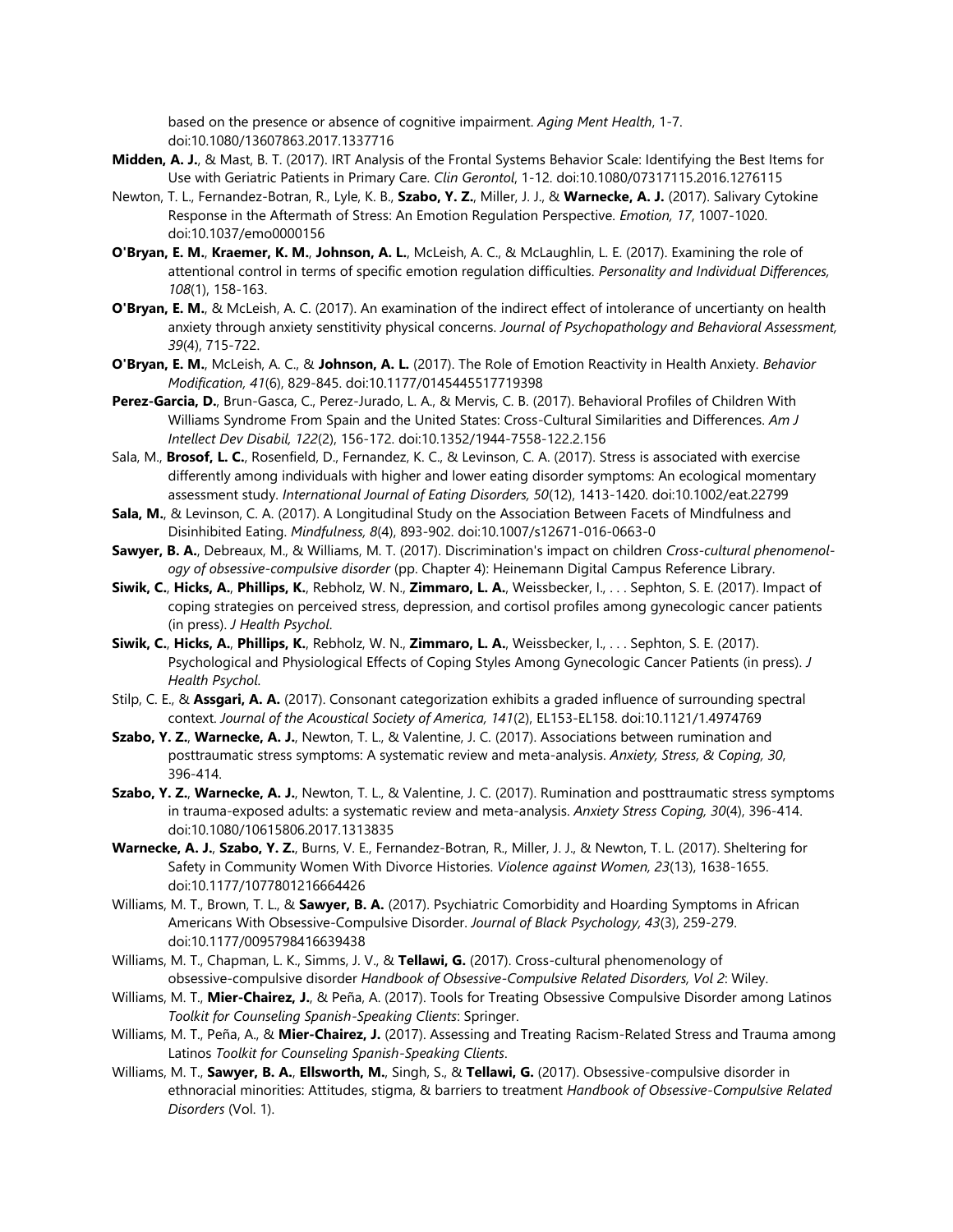based on the presence or absence of cognitive impairment. *Aging Ment Health*, 1-7. doi:10.1080/13607863.2017.1337716

**Midden, A. J.**, & Mast, B. T. (2017). IRT Analysis of the Frontal Systems Behavior Scale: Identifying the Best Items for Use with Geriatric Patients in Primary Care. *Clin Gerontol*, 1-12. doi:10.1080/07317115.2016.1276115

Newton, T. L., Fernandez-Botran, R., Lyle, K. B., **Szabo, Y. Z.**, Miller, J. J., & **Warnecke, A. J.** (2017). Salivary Cytokine Response in the Aftermath of Stress: An Emotion Regulation Perspective. *Emotion, 17*, 1007-1020. doi:10.1037/emo0000156

**O'Bryan, E. M.**, **Kraemer, K. M.**, **Johnson, A. L.**, McLeish, A. C., & McLaughlin, L. E. (2017). Examining the role of attentional control in terms of specific emotion regulation difficulties. *Personality and Individual Differences, 108*(1), 158-163.

**O'Bryan, E. M.**, & McLeish, A. C. (2017). An examination of the indirect effect of intolerance of uncertianty on health anxiety through anxiety senstitivity physical concerns. *Journal of Psychopathology and Behavioral Assessment, 39*(4), 715-722.

**O'Bryan, E. M.**, McLeish, A. C., & **Johnson, A. L.** (2017). The Role of Emotion Reactivity in Health Anxiety. *Behavior Modification, 41*(6), 829-845. doi:10.1177/0145445517719398

**Perez-Garcia, D.**, Brun-Gasca, C., Perez-Jurado, L. A., & Mervis, C. B. (2017). Behavioral Profiles of Children With Williams Syndrome From Spain and the United States: Cross-Cultural Similarities and Differences. *Am J Intellect Dev Disabil, 122*(2), 156-172. doi:10.1352/1944-7558-122.2.156

Sala, M., **Brosof, L. C.**, Rosenfield, D., Fernandez, K. C., & Levinson, C. A. (2017). Stress is associated with exercise differently among individuals with higher and lower eating disorder symptoms: An ecological momentary assessment study. *International Journal of Eating Disorders, 50*(12), 1413-1420. doi:10.1002/eat.22799

**Sala, M.**, & Levinson, C. A. (2017). A Longitudinal Study on the Association Between Facets of Mindfulness and Disinhibited Eating. *Mindfulness, 8*(4), 893-902. doi:10.1007/s12671-016-0663-0

**Sawyer, B. A.**, Debreaux, M., & Williams, M. T. (2017). Discrimination's impact on children *Cross-cultural phenomenology of obsessive-compulsive disorder* (pp. Chapter 4): Heinemann Digital Campus Reference Library.

**Siwik, C.**, **Hicks, A.**, **Phillips, K.**, Rebholz, W. N., **Zimmaro, L. A.**, Weissbecker, I., . . . Sephton, S. E. (2017). Impact of coping strategies on perceived stress, depression, and cortisol profiles among gynecologic cancer patients (in press). *J Health Psychol*.

**Siwik, C.**, **Hicks, A.**, **Phillips, K.**, Rebholz, W. N., **Zimmaro, L. A.**, Weissbecker, I., . . . Sephton, S. E. (2017). Psychological and Physiological Effects of Coping Styles Among Gynecologic Cancer Patients (in press). *J Health Psychol*.

Stilp, C. E., & **Assgari, A. A.** (2017). Consonant categorization exhibits a graded influence of surrounding spectral context. *Journal of the Acoustical Society of America, 141*(2), EL153-EL158. doi:10.1121/1.4974769

**Szabo, Y. Z.**, **Warnecke, A. J.**, Newton, T. L., & Valentine, J. C. (2017). Associations between rumination and posttraumatic stress symptoms: A systematic review and meta-analysis. *Anxiety, Stress, & Coping, 30*, 396-414.

**Szabo, Y. Z.**, **Warnecke, A. J.**, Newton, T. L., & Valentine, J. C. (2017). Rumination and posttraumatic stress symptoms in trauma-exposed adults: a systematic review and meta-analysis. *Anxiety Stress Coping, 30*(4), 396-414. doi:10.1080/10615806.2017.1313835

**Warnecke, A. J.**, **Szabo, Y. Z.**, Burns, V. E., Fernandez-Botran, R., Miller, J. J., & Newton, T. L. (2017). Sheltering for Safety in Community Women With Divorce Histories. *Violence against Women, 23*(13), 1638-1655. doi:10.1177/1077801216664426

Williams, M. T., Brown, T. L., & **Sawyer, B. A.** (2017). Psychiatric Comorbidity and Hoarding Symptoms in African Americans With Obsessive-Compulsive Disorder. *Journal of Black Psychology, 43*(3), 259-279. doi:10.1177/0095798416639438

Williams, M. T., Chapman, L. K., Simms, J. V., & **Tellawi, G.** (2017). Cross-cultural phenomenology of obsessive-compulsive disorder *Handbook of Obsessive-Compulsive Related Disorders, Vol 2*: Wiley.

Williams, M. T., **Mier-Chairez, J.**, & Peña, A. (2017). Tools for Treating Obsessive Compulsive Disorder among Latinos *Toolkit for Counseling Spanish-Speaking Clients*: Springer.

Williams, M. T., Peña, A., & **Mier-Chairez, J.** (2017). Assessing and Treating Racism-Related Stress and Trauma among Latinos *Toolkit for Counseling Spanish-Speaking Clients*.

Williams, M. T., **Sawyer, B. A.**, **Ellsworth, M.**, Singh, S., & **Tellawi, G.** (2017). Obsessive-compulsive disorder in ethnoracial minorities: Attitudes, stigma, & barriers to treatment *Handbook of Obsessive-Compulsive Related Disorders* (Vol. 1).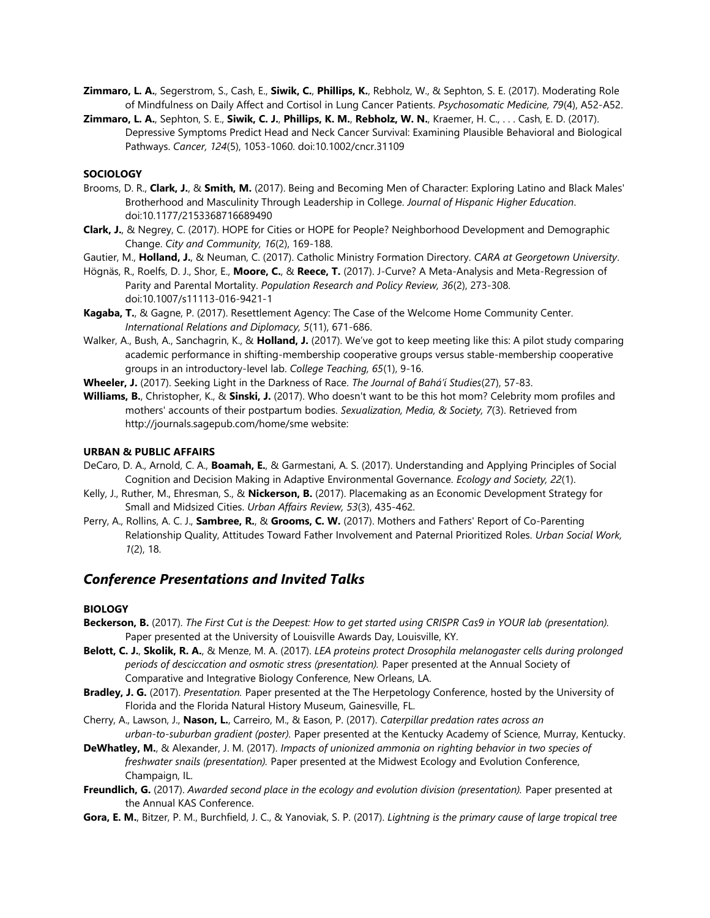**Zimmaro, L. A.**, Segerstrom, S., Cash, E., **Siwik, C.**, **Phillips, K.**, Rebholz, W., & Sephton, S. E. (2017). Moderating Role of Mindfulness on Daily Affect and Cortisol in Lung Cancer Patients. *Psychosomatic Medicine, 79*(4), A52-A52.

**Zimmaro, L. A.**, Sephton, S. E., **Siwik, C. J.**, **Phillips, K. M.**, **Rebholz, W. N.**, Kraemer, H. C., . . . Cash, E. D. (2017). Depressive Symptoms Predict Head and Neck Cancer Survival: Examining Plausible Behavioral and Biological Pathways. *Cancer, 124*(5), 1053-1060. doi:10.1002/cncr.31109

**SOCIOLOGY**

Brooms, D. R., **Clark, J.**, & **Smith, M.** (2017). Being and Becoming Men of Character: Exploring Latino and Black Males' Brotherhood and Masculinity Through Leadership in College. *Journal of Hispanic Higher Education*. doi:10.1177/2153368716689490

**Clark, J.**, & Negrey, C. (2017). HOPE for Cities or HOPE for People? Neighborhood Development and Demographic Change. *City and Community, 16*(2), 169-188.

Gautier, M., **Holland, J.**, & Neuman, C. (2017). Catholic Ministry Formation Directory. *CARA at Georgetown University*.

Högnäs, R., Roelfs, D. J., Shor, E., **Moore, C.**, & **Reece, T.** (2017). J-Curve? A Meta-Analysis and Meta-Regression of Parity and Parental Mortality. *Population Research and Policy Review, 36*(2), 273-308. doi:10.1007/s11113-016-9421-1

**Kagaba, T.**, & Gagne, P. (2017). Resettlement Agency: The Case of the Welcome Home Community Center. *International Relations and Diplomacy, 5*(11), 671-686.

Walker, A., Bush, A., Sanchagrin, K., & **Holland, J.** (2017). We've got to keep meeting like this: A pilot study comparing academic performance in shifting-membership cooperative groups versus stable-membership cooperative groups in an introductory-level lab. *College Teaching, 65*(1), 9-16.

**Wheeler, J.** (2017). Seeking Light in the Darkness of Race. *The Journal of Bahá'í Studies*(27), 57-83.

**Williams, B.**, Christopher, K., & **Sinski, J.** (2017). Who doesn't want to be this hot mom? Celebrity mom profiles and mothers' accounts of their postpartum bodies. *Sexualization, Media, & Society, 7*(3). Retrieved from http://journals.sagepub.com/home/sme website:

**URBAN & PUBLIC AFFAIRS**

DeCaro, D. A., Arnold, C. A., **Boamah, E.**, & Garmestani, A. S. (2017). Understanding and Applying Principles of Social Cognition and Decision Making in Adaptive Environmental Governance. *Ecology and Society, 22*(1).

Kelly, J., Ruther, M., Ehresman, S., & **Nickerson, B.** (2017). Placemaking as an Economic Development Strategy for Small and Midsized Cities. *Urban Affairs Review, 53*(3), 435-462.

Perry, A., Rollins, A. C. J., **Sambree, R.**, & **Grooms, C. W.** (2017). Mothers and Fathers' Report of Co-Parenting Relationship Quality, Attitudes Toward Father Involvement and Paternal Prioritized Roles. *Urban Social Work, 1*(2), 18.

## *Conference Presentations and Invited Talks*

**BIOLOGY**

**Beckerson, B.** (2017). *The First Cut is the Deepest: How to get started using CRISPR Cas9 in YOUR lab (presentation).* Paper presented at the University of Louisville Awards Day, Louisville, KY.

**Belott, C. J.**, **Skolik, R. A.**, & Menze, M. A. (2017). *LEA proteins protect Drosophila melanogaster cells during prolonged periods of descic­cation and osmotic stress (presentation).* Paper presented at the Annual Society of Comparative and Integrative Biology Conference, New Orleans, LA.

**Bradley, J. G.** (2017). *Presentation.* Paper presented at the The Herpetology Conference, hosted by the University of Florida and the Florida Natural History Museum, Gainesville, FL.

Cherry, A., Lawson, J., **Nason, L.**, Carreiro, M., & Eason, P. (2017). *Caterpillar predation rates across an urban-to-suburban gradient (poster).* Paper presented at the Kentucky Academy of Science, Murray, Kentucky.

**DeWhatley, M.**, & Alexander, J. M. (2017). *Impacts of unionized ammonia on righting behavior in two species of freshwater snails (presentation).* Paper presented at the Midwest Ecology and Evolution Conference, Champaign, IL.

**Freundlich, G.** (2017). *Awarded second place in the ecology and evolution division (presentation).* Paper presented at the Annual KAS Conference.

**Gora, E. M.**, Bitzer, P. M., Burchfield, J. C., & Yanoviak, S. P. (2017). *Lightning is the primary cause of large tropical tree*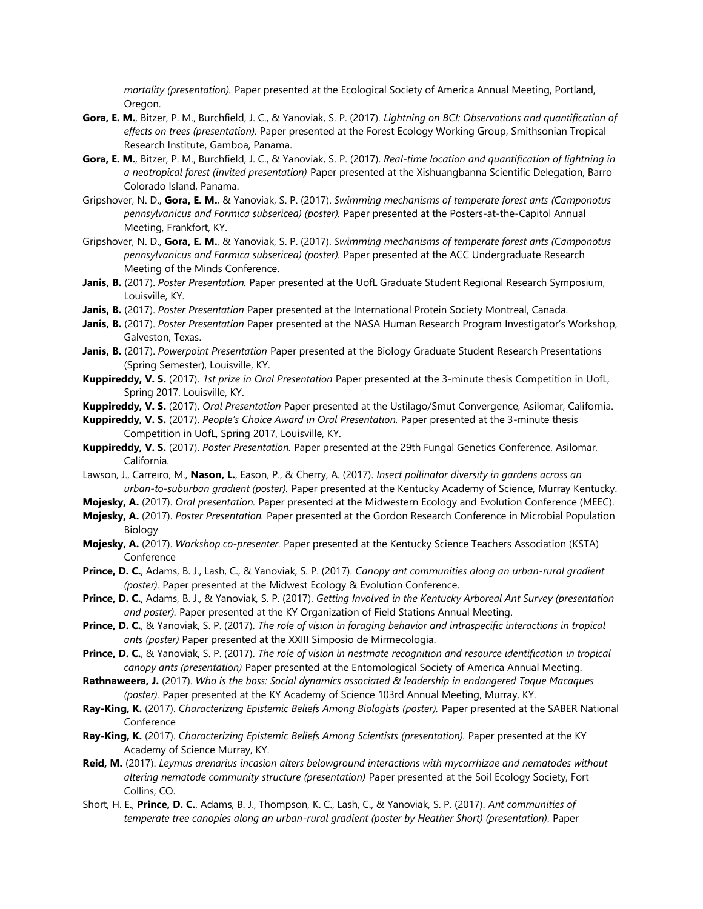*mortality (presentation).* Paper presented at the Ecological Society of America Annual Meeting, Portland, Oregon.

**Gora, E. M.**, Bitzer, P. M., Burchfield, J. C., & Yanoviak, S. P. (2017). *Lightning on BCI: Observations and quantification of effects on trees (presentation).* Paper presented at the Forest Ecology Working Group, Smithsonian Tropical Research Institute, Gamboa, Panama.

**Gora, E. M.**, Bitzer, P. M., Burchfield, J. C., & Yanoviak, S. P. (2017). *Real-time location and quantification of lightning in a neotropical forest (invited presentation)* Paper presented at the Xishuangbanna Scientific Delegation, Barro Colorado Island, Panama.

Gripshover, N. D., **Gora, E. M.**, & Yanoviak, S. P. (2017). *Swimming mechanisms of temperate forest ants (Camponotus pennsylvanicus and Formica subsericea) (poster).* Paper presented at the Posters-at-the-Capitol Annual Meeting, Frankfort, KY.

Gripshover, N. D., **Gora, E. M.**, & Yanoviak, S. P. (2017). *Swimming mechanisms of temperate forest ants (Camponotus pennsylvanicus and Formica subsericea) (poster).* Paper presented at the ACC Undergraduate Research Meeting of the Minds Conference.

**Janis, B.** (2017). *Poster Presentation.* Paper presented at the UofL Graduate Student Regional Research Symposium, Louisville, KY.

**Janis, B.** (2017). *Poster Presentation* Paper presented at the International Protein Society Montreal, Canada.

**Janis, B.** (2017). *Poster Presentation* Paper presented at the NASA Human Research Program Investigator's Workshop, Galveston, Texas.

**Janis, B.** (2017). *Powerpoint Presentation* Paper presented at the Biology Graduate Student Research Presentations (Spring Semester), Louisville, KY.

**Kuppireddy, V. S.** (2017). *1st prize in Oral Presentation* Paper presented at the 3-minute thesis Competition in UofL, Spring 2017, Louisville, KY.

**Kuppireddy, V. S.** (2017). *Oral Presentation* Paper presented at the Ustilago/Smut Convergence, Asilomar, California.

**Kuppireddy, V. S.** (2017). *People's Choice Award in Oral Presentation.* Paper presented at the 3-minute thesis Competition in UofL, Spring 2017, Louisville, KY.

**Kuppireddy, V. S.** (2017). *Poster Presentation.* Paper presented at the 29th Fungal Genetics Conference, Asilomar, California.

Lawson, J., Carreiro, M., **Nason, L.**, Eason, P., & Cherry, A. (2017). *Insect pollinator diversity in gardens across an urban-to-suburban gradient (poster).* Paper presented at the Kentucky Academy of Science, Murray Kentucky.

**Mojesky, A.** (2017). *Oral presentation.* Paper presented at the Midwestern Ecology and Evolution Conference (MEEC).

**Mojesky, A.** (2017). *Poster Presentation.* Paper presented at the Gordon Research Conference in Microbial Population Biology

**Mojesky, A.** (2017). *Workshop co-presenter.* Paper presented at the Kentucky Science Teachers Association (KSTA) Conference

**Prince, D. C.**, Adams, B. J., Lash, C., & Yanoviak, S. P. (2017). *Canopy ant communities along an urban-rural gradient (poster).* Paper presented at the Midwest Ecology & Evolution Conference.

**Prince, D. C.**, Adams, B. J., & Yanoviak, S. P. (2017). *Getting Involved in the Kentucky Arboreal Ant Survey (presentation and poster).* Paper presented at the KY Organization of Field Stations Annual Meeting.

**Prince, D. C.**, & Yanoviak, S. P. (2017). *The role of vision in foraging behavior and intraspecific interactions in tropical ants (poster)* Paper presented at the XXIII Simposio de Mirmecologia.

**Prince, D. C.**, & Yanoviak, S. P. (2017). *The role of vision in nestmate recognition and resource identification in tropical canopy ants (presentation)* Paper presented at the Entomological Society of America Annual Meeting.

**Rathnaweera, J.** (2017). *Who is the boss: Social dynamics associated & leadership in endangered Toque Macaques (poster).* Paper presented at the KY Academy of Science 103rd Annual Meeting, Murray, KY.

**Ray-King, K.** (2017). *Characterizing Epistemic Beliefs Among Biologists (poster).* Paper presented at the SABER National Conference

**Ray-King, K.** (2017). *Characterizing Epistemic Beliefs Among Scientists (presentation).* Paper presented at the KY Academy of Science Murray, KY.

**Reid, M.** (2017). *Leymus arenarius incasion alters belowground interactions with mycorrhizae and nematodes without altering nematode community structure (presentation)* Paper presented at the Soil Ecology Society, Fort Collins, CO.

Short, H. E., **Prince, D. C.**, Adams, B. J., Thompson, K. C., Lash, C., & Yanoviak, S. P. (2017). *Ant communities of temperate tree canopies along an urban-rural gradient (poster by Heather Short) (presentation).* Paper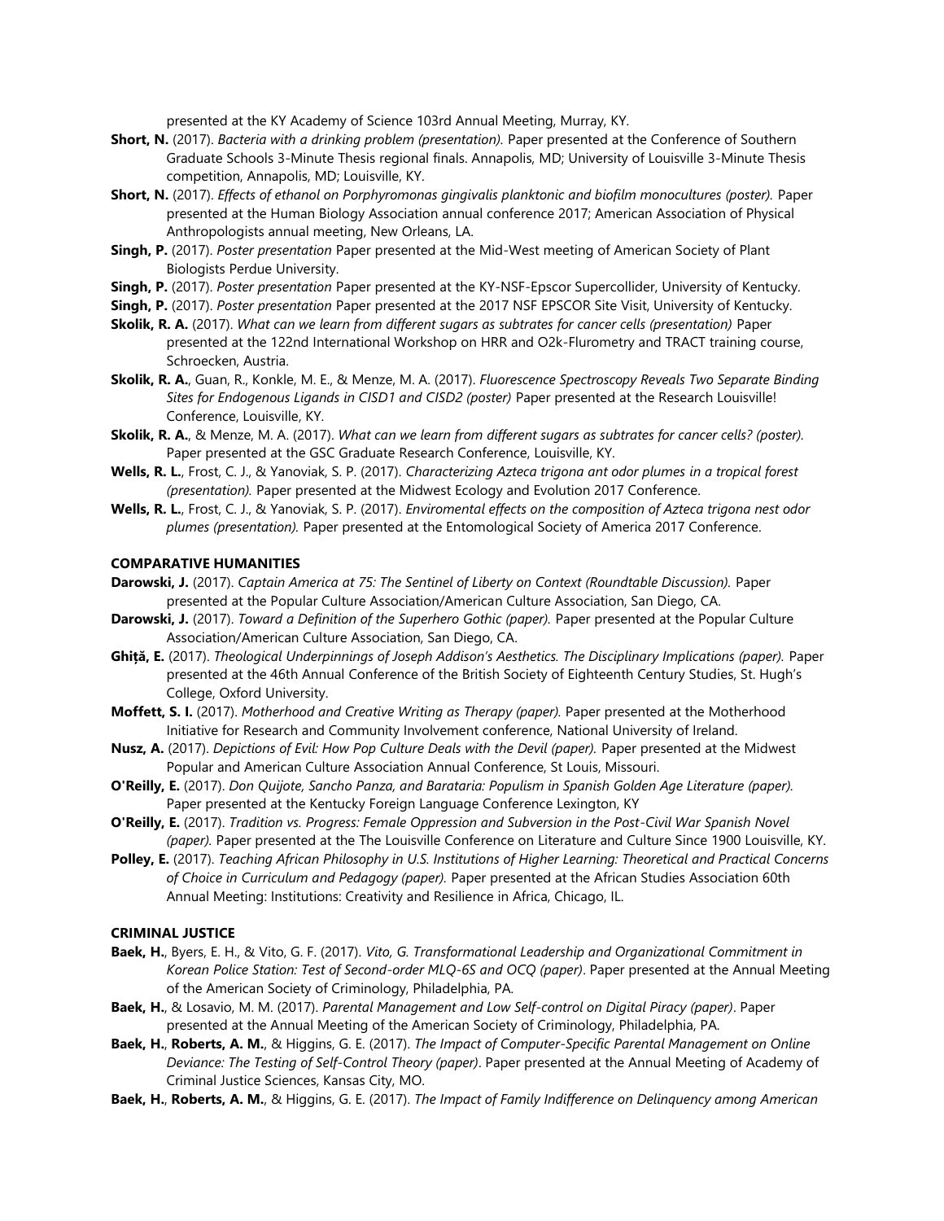presented at the KY Academy of Science 103rd Annual Meeting, Murray, KY.

**Short, N.** (2017). *Bacteria with a drinking problem (presentation).* Paper presented at the Conference of Southern Graduate Schools 3-Minute Thesis regional finals. Annapolis, MD; University of Louisville 3-Minute Thesis competition, Annapolis, MD; Louisville, KY.

**Short, N.** (2017). *Effects of ethanol on Porphyromonas gingivalis planktonic and biofilm monocultures (poster).* Paper presented at the Human Biology Association annual conference 2017; American Association of Physical Anthropologists annual meeting, New Orleans, LA.

**Singh, P.** (2017). *Poster presentation* Paper presented at the Mid-West meeting of American Society of Plant Biologists Perdue University.

**Singh, P.** (2017). *Poster presentation* Paper presented at the KY-NSF-Epscor Supercollider, University of Kentucky.

**Singh, P.** (2017). *Poster presentation* Paper presented at the 2017 NSF EPSCOR Site Visit, University of Kentucky.

**Skolik, R. A.** (2017). *What can we learn from different sugars as subtrates for cancer cells (presentation)* Paper presented at the 122nd International Workshop on HRR and O2k-Flurometry and TRACT training course, Schroecken, Austria.

**Skolik, R. A.**, Guan, R., Konkle, M. E., & Menze, M. A. (2017). *Fluorescence Spectroscopy Reveals Two Separate Binding Sites for Endogenous Ligands in CISD1 and CISD2 (poster)* Paper presented at the Research Louisville! Conference, Louisville, KY.

**Skolik, R. A.**, & Menze, M. A. (2017). *What can we learn from different sugars as subtrates for cancer cells? (poster).* Paper presented at the GSC Graduate Research Conference, Louisville, KY.

**Wells, R. L.**, Frost, C. J., & Yanoviak, S. P. (2017). *Characterizing Azteca trigona ant odor plumes in a tropical forest (presentation).* Paper presented at the Midwest Ecology and Evolution 2017 Conference.

**Wells, R. L.**, Frost, C. J., & Yanoviak, S. P. (2017). *Enviromental effects on the composition of Azteca trigona nest odor plumes (presentation).* Paper presented at the Entomological Society of America 2017 Conference.

#### COMPARATIVE HUMANITIES

**Darowski, J.** (2017). *Captain America at 75: The Sentinel of Liberty on Context (Roundtable Discussion).* Paper presented at the Popular Culture Association/American Culture Association, San Diego, CA.

**Darowski, J.** (2017). *Toward a Definition of the Superhero Gothic (paper).* Paper presented at the Popular Culture Association/American Culture Association, San Diego, CA.

**Ghiță, E.** (2017). *Theological Underpinnings of Joseph Addison's Aesthetics. The Disciplinary Implications (paper).* Paper presented at the 46th Annual Conference of the British Society of Eighteenth Century Studies, St. Hugh's College, Oxford University.

**Moffett, S. I.** (2017). *Motherhood and Creative Writing as Therapy (paper).* Paper presented at the Motherhood Initiative for Research and Community Involvement conference, National University of Ireland.

**Nusz, A.** (2017). *Depictions of Evil: How Pop Culture Deals with the Devil (paper).* Paper presented at the Midwest Popular and American Culture Association Annual Conference, St Louis, Missouri.

**O'Reilly, E.** (2017). *Don Quijote, Sancho Panza, and Barataria: Populism in Spanish Golden Age Literature (paper).* Paper presented at the Kentucky Foreign Language Conference Lexington, KY

**O'Reilly, E.** (2017). *Tradition vs. Progress: Female Oppression and Subversion in the Post-Civil War Spanish Novel (paper).* Paper presented at the The Louisville Conference on Literature and Culture Since 1900 Louisville, KY.

**Polley, E.** (2017). *Teaching African Philosophy in U.S. Institutions of Higher Learning: Theoretical and Practical Concerns of Choice in Curriculum and Pedagogy (paper).* Paper presented at the African Studies Association 60th Annual Meeting: Institutions: Creativity and Resilience in Africa, Chicago, IL.

#### CRIMINAL JUSTICE

**Baek, H.**, Byers, E. H., & Vito, G. F. (2017). *Vito, G. Transformational Leadership and Organizational Commitment in Korean Police Station: Test of Second-order MLQ-6S and OCQ (paper)*. Paper presented at the Annual Meeting of the American Society of Criminology, Philadelphia, PA.

**Baek, H.**, & Losavio, M. M. (2017). *Parental Management and Low Self-control on Digital Piracy (paper)*. Paper presented at the Annual Meeting of the American Society of Criminology, Philadelphia, PA.

**Baek, H.**, **Roberts, A. M.**, & Higgins, G. E. (2017). *The Impact of Computer-Specific Parental Management on Online Deviance: The Testing of Self-Control Theory (paper)*. Paper presented at the Annual Meeting of Academy of Criminal Justice Sciences, Kansas City, MO.

**Baek, H.**, **Roberts, A. M.**, & Higgins, G. E. (2017). *The Impact of Family Indifference on Delinquency among American*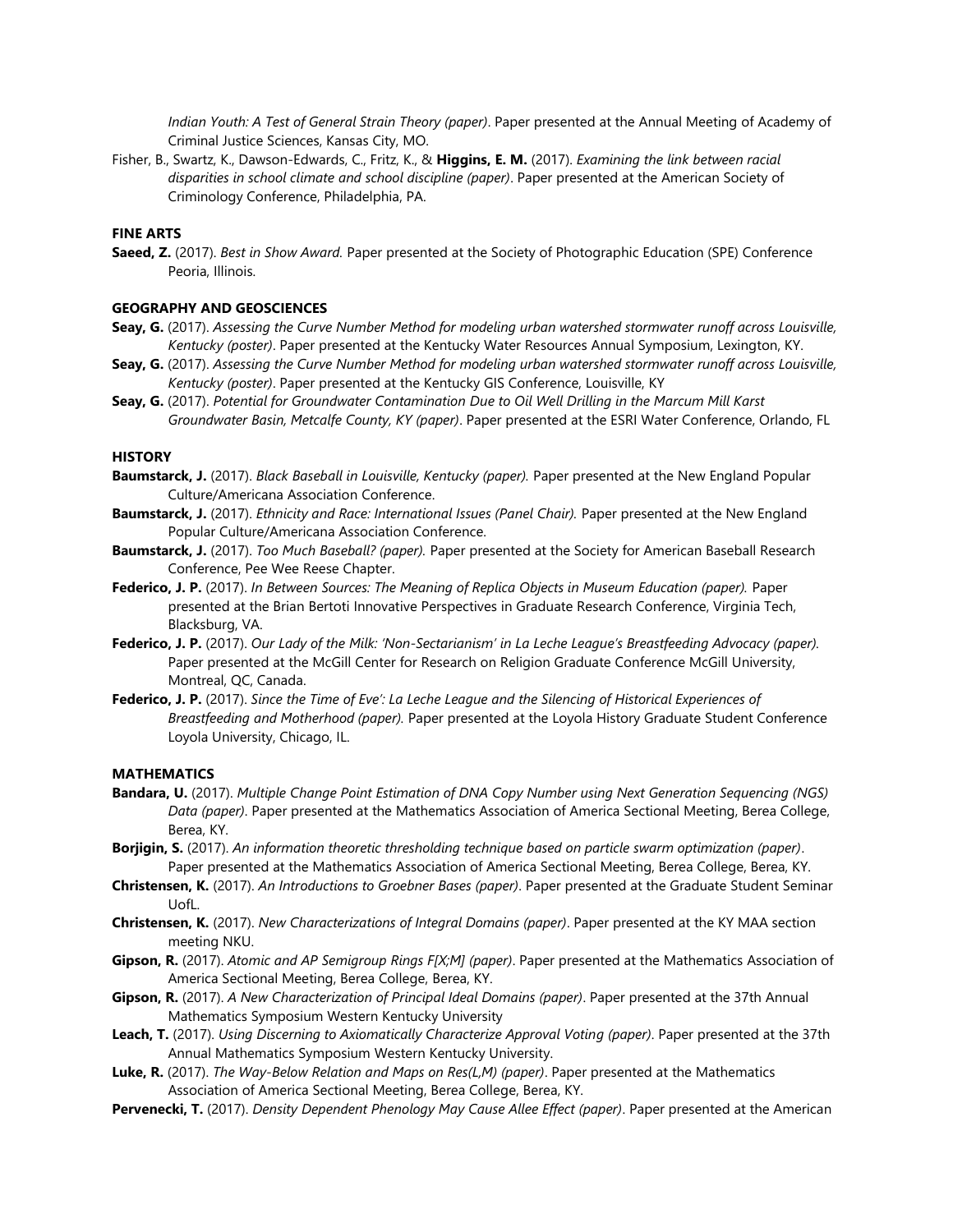*Indian Youth: A Test of General Strain Theory (paper)*. Paper presented at the Annual Meeting of Academy of Criminal Justice Sciences, Kansas City, MO.

Fisher, B., Swartz, K., Dawson-Edwards, C., Fritz, K., & **Higgins, E. M.** (2017). *Examining the link between racial disparities in school climate and school discipline (paper)*. Paper presented at the American Society of Criminology Conference, Philadelphia, PA.

### FINE ARTS

**Saeed, Z.** (2017). *Best in Show Award.* Paper presented at the Society of Photographic Education (SPE) Conference Peoria, Illinois.

### GEOGRAPHY AND GEOSCIENCES

**Seay, G.** (2017). *Assessing the Curve Number Method for modeling urban watershed stormwater runoff across Louisville, Kentucky (poster)*. Paper presented at the Kentucky Water Resources Annual Symposium, Lexington, KY.

**Seay, G.** (2017). *Assessing the Curve Number Method for modeling urban watershed stormwater runoff across Louisville, Kentucky (poster)*. Paper presented at the Kentucky GIS Conference, Louisville, KY

**Seay, G.** (2017). *Potential for Groundwater Contamination Due to Oil Well Drilling in the Marcum Mill Karst Groundwater Basin, Metcalfe County, KY (paper)*. Paper presented at the ESRI Water Conference, Orlando, FL

### HISTORY

**Baumstarck, J.** (2017). *Black Baseball in Louisville, Kentucky (paper).* Paper presented at the New England Popular Culture/Americana Association Conference.

**Baumstarck, J.** (2017). *Ethnicity and Race: International Issues (Panel Chair).* Paper presented at the New England Popular Culture/Americana Association Conference.

**Baumstarck, J.** (2017). *Too Much Baseball? (paper).* Paper presented at the Society for American Baseball Research Conference, Pee Wee Reese Chapter.

**Federico, J. P.** (2017). *In Between Sources: The Meaning of Replica Objects in Museum Education (paper).* Paper presented at the Brian Bertoti Innovative Perspectives in Graduate Research Conference, Virginia Tech, Blacksburg, VA.

**Federico, J. P.** (2017). *Our Lady of the Milk: 'Non-Sectarianism' in La Leche League's Breastfeeding Advocacy (paper).* Paper presented at the McGill Center for Research on Religion Graduate Conference McGill University, Montreal, QC, Canada.

**Federico, J. P.** (2017). *Since the Time of Eve': La Leche League and the Silencing of Historical Experiences of Breastfeeding and Motherhood (paper).* Paper presented at the Loyola History Graduate Student Conference Loyola University, Chicago, IL.

### MATHEMATICS

**Bandara, U.** (2017). *Multiple Change Point Estimation of DNA Copy Number using Next Generation Sequencing (NGS) Data (paper)*. Paper presented at the Mathematics Association of America Sectional Meeting, Berea College, Berea, KY.

**Borjigin, S.** (2017). *An information theoretic thresholding technique based on particle swarm optimization (paper)*. Paper presented at the Mathematics Association of America Sectional Meeting, Berea College, Berea, KY.

**Christensen, K.** (2017). *An Introductions to Groebner Bases (paper)*. Paper presented at the Graduate Student Seminar UofL.

**Christensen, K.** (2017). *New Characterizations of Integral Domains (paper)*. Paper presented at the KY MAA section meeting NKU.

**Gipson, R.** (2017). *Atomic and AP Semigroup Rings F[X;M] (paper)*. Paper presented at the Mathematics Association of America Sectional Meeting, Berea College, Berea, KY.

**Gipson, R.** (2017). *A New Characterization of Principal Ideal Domains (paper)*. Paper presented at the 37th Annual Mathematics Symposium Western Kentucky University

**Leach, T.** (2017). *Using Discerning to Axiomatically Characterize Approval Voting (paper)*. Paper presented at the 37th Annual Mathematics Symposium Western Kentucky University.

**Luke, R.** (2017). *The Way-Below Relation and Maps on Res(L,M) (paper)*. Paper presented at the Mathematics Association of America Sectional Meeting, Berea College, Berea, KY.

**Pervenecki, T.** (2017). *Density Dependent Phenology May Cause Allee Effect (paper)*. Paper presented at the American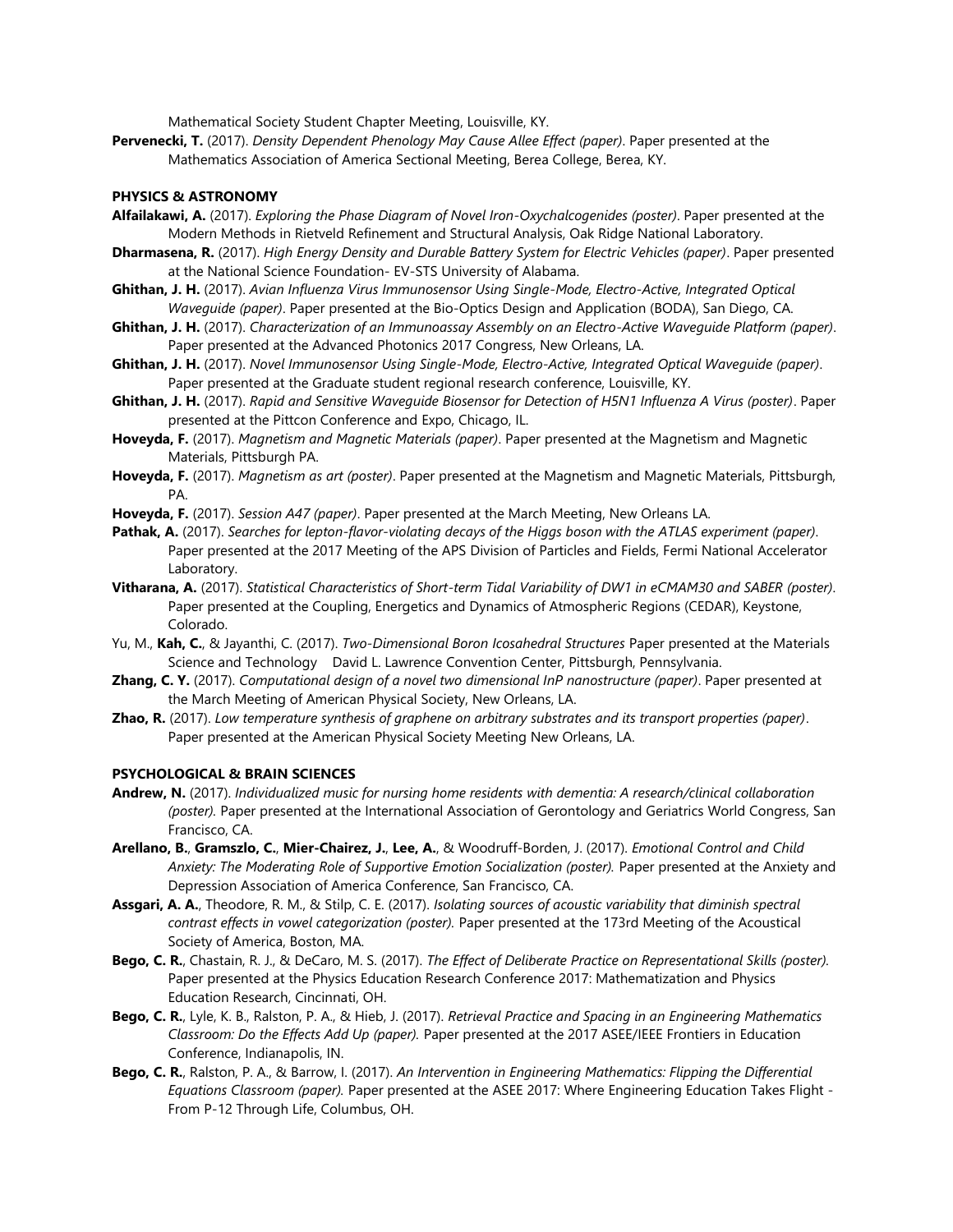Mathematical Society Student Chapter Meeting, Louisville, KY.

**Pervenecki, T.** (2017). *Density Dependent Phenology May Cause Allee Effect (paper)*. Paper presented at the Mathematics Association of America Sectional Meeting, Berea College, Berea, KY.

**PHYSICS & ASTRONOMY**

**Alfailakawi, A.** (2017). *Exploring the Phase Diagram of Novel Iron-Oxychalcogenides (poster)*. Paper presented at the Modern Methods in Rietveld Refinement and Structural Analysis, Oak Ridge National Laboratory.

**Dharmasena, R.** (2017). *High Energy Density and Durable Battery System for Electric Vehicles (paper)*. Paper presented at the National Science Foundation- EV-STS University of Alabama.

**Ghithan, J. H.** (2017). *Avian Influenza Virus Immunosensor Using Single-Mode, Electro-Active, Integrated Optical Waveguide (paper)*. Paper presented at the Bio-Optics Design and Application (BODA), San Diego, CA.

**Ghithan, J. H.** (2017). *Characterization of an Immunoassay Assembly on an Electro-Active Waveguide Platform (paper)*. Paper presented at the Advanced Photonics 2017 Congress, New Orleans, LA.

**Ghithan, J. H.** (2017). *Novel Immunosensor Using Single-Mode, Electro-Active, Integrated Optical Waveguide (paper)*. Paper presented at the Graduate student regional research conference, Louisville, KY.

**Ghithan, J. H.** (2017). *Rapid and Sensitive Waveguide Biosensor for Detection of H5N1 Influenza A Virus (poster)*. Paper presented at the Pittcon Conference and Expo, Chicago, IL.

**Hoveyda, F.** (2017). *Magnetism and Magnetic Materials (paper)*. Paper presented at the Magnetism and Magnetic Materials, Pittsburgh PA.

**Hoveyda, F.** (2017). *Magnetism as art (poster)*. Paper presented at the Magnetism and Magnetic Materials, Pittsburgh, PA.

**Hoveyda, F.** (2017). *Session A47 (paper)*. Paper presented at the March Meeting, New Orleans LA.

**Pathak, A.** (2017). *Searches for lepton-flavor-violating decays of the Higgs boson with the ATLAS experiment (paper)*. Paper presented at the 2017 Meeting of the APS Division of Particles and Fields, Fermi National Accelerator Laboratory.

**Vitharana, A.** (2017). *Statistical Characteristics of Short-term Tidal Variability of DW1 in eCMAM30 and SABER (poster)*. Paper presented at the Coupling, Energetics and Dynamics of Atmospheric Regions (CEDAR), Keystone, Colorado.

Yu, M., **Kah, C.**, & Jayanthi, C. (2017). *Two-Dimensional Boron Icosahedral Structures* Paper presented at the Materials Science and Technology David L. Lawrence Convention Center, Pittsburgh, Pennsylvania.

**Zhang, C. Y.** (2017). *Computational design of a novel two dimensional InP nanostructure (paper)*. Paper presented at the March Meeting of American Physical Society, New Orleans, LA.

**Zhao, R.** (2017). *Low temperature synthesis of graphene on arbitrary substrates and its transport properties (paper)*. Paper presented at the American Physical Society Meeting New Orleans, LA.

**PSYCHOLOGICAL & BRAIN SCIENCES**

**Andrew, N.** (2017). *Individualized music for nursing home residents with dementia: A research/clinical collaboration (poster).* Paper presented at the International Association of Gerontology and Geriatrics World Congress, San Francisco, CA.

**Arellano, B.**, **Gramszlo, C.**, **Mier-Chairez, J.**, **Lee, A.**, & Woodruff-Borden, J. (2017). *Emotional Control and Child Anxiety: The Moderating Role of Supportive Emotion Socialization (poster).* Paper presented at the Anxiety and Depression Association of America Conference, San Francisco, CA.

**Assgari, A. A.**, Theodore, R. M., & Stilp, C. E. (2017). *Isolating sources of acoustic variability that diminish spectral contrast effects in vowel categorization (poster).* Paper presented at the 173rd Meeting of the Acoustical Society of America, Boston, MA.

**Bego, C. R.**, Chastain, R. J., & DeCaro, M. S. (2017). *The Effect of Deliberate Practice on Representational Skills (poster).* Paper presented at the Physics Education Research Conference 2017: Mathematization and Physics Education Research, Cincinnati, OH.

**Bego, C. R.**, Lyle, K. B., Ralston, P. A., & Hieb, J. (2017). *Retrieval Practice and Spacing in an Engineering Mathematics Classroom: Do the Effects Add Up (paper).* Paper presented at the 2017 ASEE/IEEE Frontiers in Education Conference, Indianapolis, IN.

**Bego, C. R.**, Ralston, P. A., & Barrow, I. (2017). *An Intervention in Engineering Mathematics: Flipping the Differential Equations Classroom (paper).* Paper presented at the ASEE 2017: Where Engineering Education Takes Flight - From P-12 Through Life, Columbus, OH.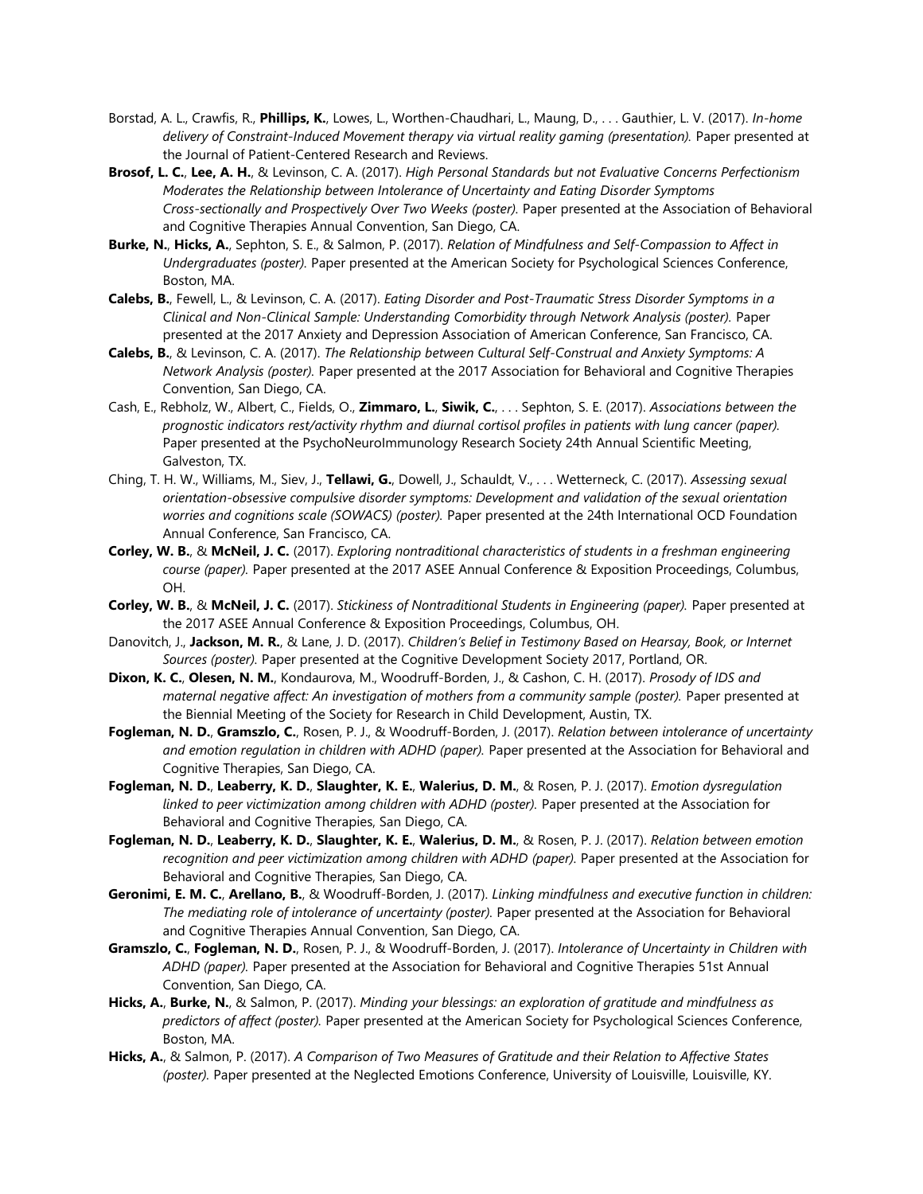Borstad, A. L., Crawfis, R., **Phillips, K.**, Lowes, L., Worthen-Chaudhari, L., Maung, D., . . . Gauthier, L. V. (2017). *In-home delivery of Constraint-Induced Movement therapy via virtual reality gaming (presentation).* Paper presented at the Journal of Patient-Centered Research and Reviews.

**Brosof, L. C.**, **Lee, A. H.**, & Levinson, C. A. (2017). *High Personal Standards but not Evaluative Concerns Perfectionism Moderates the Relationship between Intolerance of Uncertainty and Eating Disorder Symptoms Cross-sectionally and Prospectively Over Two Weeks (poster).* Paper presented at the Association of Behavioral and Cognitive Therapies Annual Convention, San Diego, CA.

**Burke, N.**, **Hicks, A.**, Sephton, S. E., & Salmon, P. (2017). *Relation of Mindfulness and Self-Compassion to Affect in Undergraduates (poster).* Paper presented at the American Society for Psychological Sciences Conference, Boston, MA.

**Calebs, B.**, Fewell, L., & Levinson, C. A. (2017). *Eating Disorder and Post-Traumatic Stress Disorder Symptoms in a Clinical and Non-Clinical Sample: Understanding Comorbidity through Network Analysis (poster).* Paper presented at the 2017 Anxiety and Depression Association of American Conference, San Francisco, CA.

**Calebs, B.**, & Levinson, C. A. (2017). *The Relationship between Cultural Self-Construal and Anxiety Symptoms: A Network Analysis (poster).* Paper presented at the 2017 Association for Behavioral and Cognitive Therapies Convention, San Diego, CA.

Cash, E., Rebholz, W., Albert, C., Fields, O., **Zimmaro, L.**, **Siwik, C.**, . . . Sephton, S. E. (2017). *Associations between the prognostic indicators rest/activity rhythm and diurnal cortisol profiles in patients with lung cancer (paper).* Paper presented at the PsychoNeuroImmunology Research Society 24th Annual Scientific Meeting, Galveston, TX.

Ching, T. H. W., Williams, M., Siev, J., **Tellawi, G.**, Dowell, J., Schauldt, V., . . . Wetterneck, C. (2017). *Assessing sexual orientation-obsessive compulsive disorder symptoms: Development and validation of the sexual orientation worries and cognitions scale (SOWACS) (poster).* Paper presented at the 24th International OCD Foundation Annual Conference, San Francisco, CA.

**Corley, W. B.**, & **McNeil, J. C.** (2017). *Exploring nontraditional characteristics of students in a freshman engineering course (paper).* Paper presented at the 2017 ASEE Annual Conference & Exposition Proceedings, Columbus, OH.

**Corley, W. B.**, & **McNeil, J. C.** (2017). *Stickiness of Nontraditional Students in Engineering (paper).* Paper presented at the 2017 ASEE Annual Conference & Exposition Proceedings, Columbus, OH.

Danovitch, J., **Jackson, M. R.**, & Lane, J. D. (2017). *Children's Belief in Testimony Based on Hearsay, Book, or Internet Sources (poster).* Paper presented at the Cognitive Development Society 2017, Portland, OR.

**Dixon, K. C.**, **Olesen, N. M.**, Kondaurova, M., Woodruff-Borden, J., & Cashon, C. H. (2017). *Prosody of IDS and maternal negative affect: An investigation of mothers from a community sample (poster).* Paper presented at the Biennial Meeting of the Society for Research in Child Development, Austin, TX.

**Fogleman, N. D.**, **Gramszlo, C.**, Rosen, P. J., & Woodruff-Borden, J. (2017). *Relation between intolerance of uncertainty and emotion regulation in children with ADHD (paper).* Paper presented at the Association for Behavioral and Cognitive Therapies, San Diego, CA.

**Fogleman, N. D.**, **Leaberry, K. D.**, **Slaughter, K. E.**, **Walerius, D. M.**, & Rosen, P. J. (2017). *Emotion dysregulation linked to peer victimization among children with ADHD (poster).* Paper presented at the Association for Behavioral and Cognitive Therapies, San Diego, CA.

**Fogleman, N. D.**, **Leaberry, K. D.**, **Slaughter, K. E.**, **Walerius, D. M.**, & Rosen, P. J. (2017). *Relation between emotion recognition and peer victimization among children with ADHD (paper).* Paper presented at the Association for Behavioral and Cognitive Therapies, San Diego, CA.

**Geronimi, E. M. C.**, **Arellano, B.**, & Woodruff-Borden, J. (2017). *Linking mindfulness and executive function in children: The mediating role of intolerance of uncertainty (poster).* Paper presented at the Association for Behavioral and Cognitive Therapies Annual Convention, San Diego, CA.

**Gramszlo, C.**, **Fogleman, N. D.**, Rosen, P. J., & Woodruff-Borden, J. (2017). *Intolerance of Uncertainty in Children with ADHD (paper).* Paper presented at the Association for Behavioral and Cognitive Therapies 51st Annual Convention, San Diego, CA.

**Hicks, A.**, **Burke, N.**, & Salmon, P. (2017). *Minding your blessings: an exploration of gratitude and mindfulness as predictors of affect (poster).* Paper presented at the American Society for Psychological Sciences Conference, Boston, MA.

**Hicks, A.**, & Salmon, P. (2017). *A Comparison of Two Measures of Gratitude and their Relation to Affective States (poster).* Paper presented at the Neglected Emotions Conference, University of Louisville, Louisville, KY.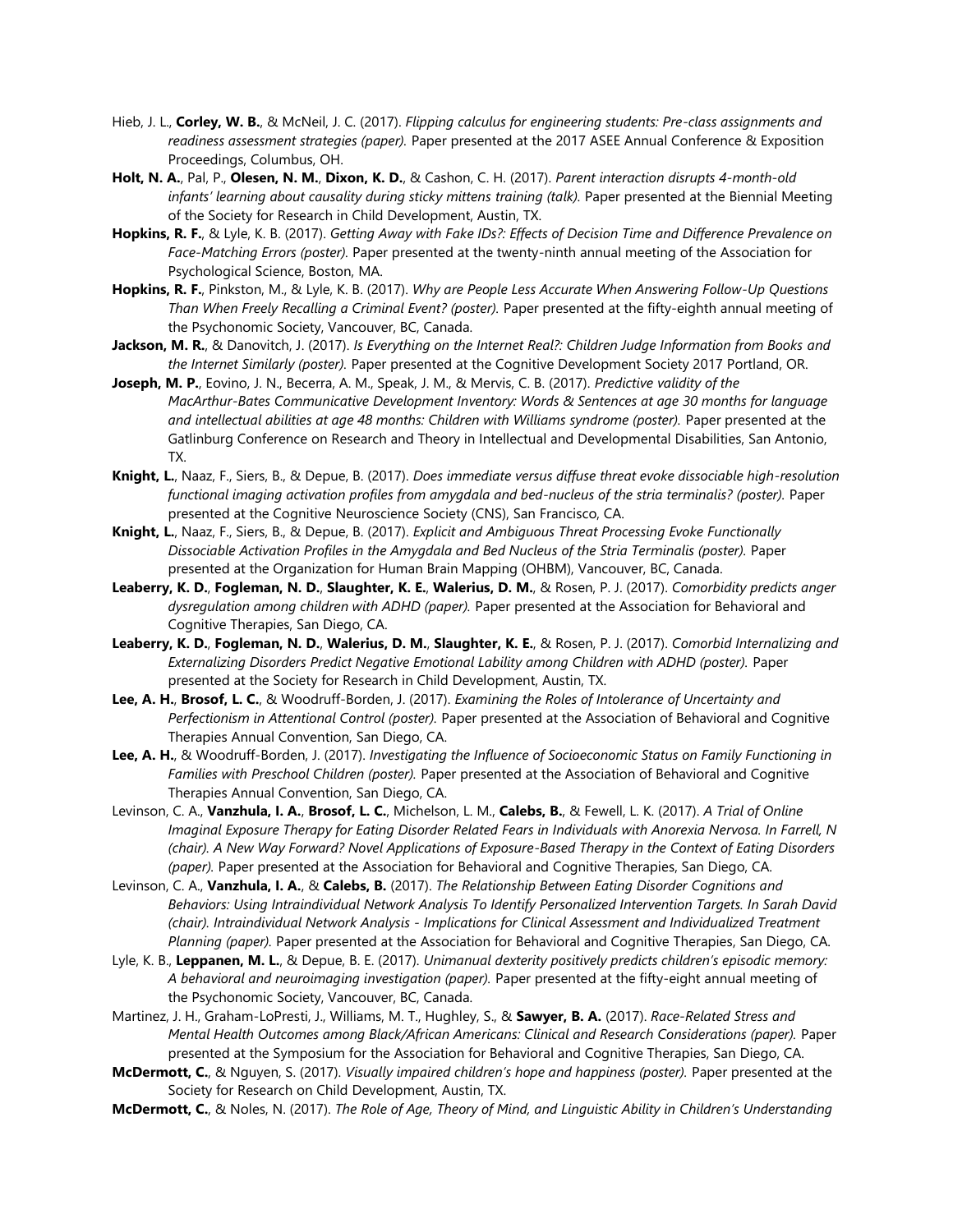Hieb, J. L., **Corley, W. B.**, & McNeil, J. C. (2017). *Flipping calculus for engineering students: Pre-class assignments and readiness assessment strategies (paper).* Paper presented at the 2017 ASEE Annual Conference & Exposition Proceedings, Columbus, OH.

**Holt, N. A.**, Pal, P., **Olesen, N. M.**, **Dixon, K. D.**, & Cashon, C. H. (2017). *Parent interaction disrupts 4-month-old infants' learning about causality during sticky mittens training (talk).* Paper presented at the Biennial Meeting of the Society for Research in Child Development, Austin, TX.

**Hopkins, R. F.**, & Lyle, K. B. (2017). *Getting Away with Fake IDs?: Effects of Decision Time and Difference Prevalence on Face-Matching Errors (poster).* Paper presented at the twenty-ninth annual meeting of the Association for Psychological Science, Boston, MA.

**Hopkins, R. F.**, Pinkston, M., & Lyle, K. B. (2017). *Why are People Less Accurate When Answering Follow-Up Questions Than When Freely Recalling a Criminal Event? (poster).* Paper presented at the fifty-eighth annual meeting of the Psychonomic Society, Vancouver, BC, Canada.

**Jackson, M. R.**, & Danovitch, J. (2017). *Is Everything on the Internet Real?: Children Judge Information from Books and the Internet Similarly (poster).* Paper presented at the Cognitive Development Society 2017 Portland, OR.

**Joseph, M. P.**, Eovino, J. N., Becerra, A. M., Speak, J. M., & Mervis, C. B. (2017). *Predictive validity of the MacArthur-Bates Communicative Development Inventory: Words & Sentences at age 30 months for language and intellectual abilities at age 48 months: Children with Williams syndrome (poster).* Paper presented at the Gatlinburg Conference on Research and Theory in Intellectual and Developmental Disabilities, San Antonio, TX.

**Knight, L.**, Naaz, F., Siers, B., & Depue, B. (2017). *Does immediate versus diffuse threat evoke dissociable high-resolution functional imaging activation profiles from amygdala and bed-nucleus of the stria terminalis? (poster).* Paper presented at the Cognitive Neuroscience Society (CNS), San Francisco, CA.

**Knight, L.**, Naaz, F., Siers, B., & Depue, B. (2017). *Explicit and Ambiguous Threat Processing Evoke Functionally Dissociable Activation Profiles in the Amygdala and Bed Nucleus of the Stria Terminalis (poster).* Paper presented at the Organization for Human Brain Mapping (OHBM), Vancouver, BC, Canada.

**Leaberry, K. D.**, **Fogleman, N. D.**, **Slaughter, K. E.**, **Walerius, D. M.**, & Rosen, P. J. (2017). *Comorbidity predicts anger dysregulation among children with ADHD (paper).* Paper presented at the Association for Behavioral and Cognitive Therapies, San Diego, CA.

**Leaberry, K. D.**, **Fogleman, N. D.**, **Walerius, D. M.**, **Slaughter, K. E.**, & Rosen, P. J. (2017). *Comorbid Internalizing and Externalizing Disorders Predict Negative Emotional Lability among Children with ADHD (poster).* Paper presented at the Society for Research in Child Development, Austin, TX.

**Lee, A. H.**, **Brosof, L. C.**, & Woodruff-Borden, J. (2017). *Examining the Roles of Intolerance of Uncertainty and Perfectionism in Attentional Control (poster).* Paper presented at the Association of Behavioral and Cognitive Therapies Annual Convention, San Diego, CA.

**Lee, A. H.**, & Woodruff-Borden, J. (2017). *Investigating the Influence of Socioeconomic Status on Family Functioning in Families with Preschool Children (poster).* Paper presented at the Association of Behavioral and Cognitive Therapies Annual Convention, San Diego, CA.

Levinson, C. A., **Vanzhula, I. A.**, **Brosof, L. C.**, Michelson, L. M., **Calebs, B.**, & Fewell, L. K. (2017). *A Trial of Online Imaginal Exposure Therapy for Eating Disorder Related Fears in Individuals with Anorexia Nervosa. In Farrell, N (chair). A New Way Forward? Novel Applications of Exposure-Based Therapy in the Context of Eating Disorders (paper).* Paper presented at the Association for Behavioral and Cognitive Therapies, San Diego, CA.

Levinson, C. A., **Vanzhula, I. A.**, & **Calebs, B.** (2017). *The Relationship Between Eating Disorder Cognitions and Behaviors: Using Intraindividual Network Analysis To Identify Personalized Intervention Targets. In Sarah David (chair). Intraindividual Network Analysis - Implications for Clinical Assessment and Individualized Treatment Planning (paper).* Paper presented at the Association for Behavioral and Cognitive Therapies, San Diego, CA.

Lyle, K. B., **Leppanen, M. L.**, & Depue, B. E. (2017). *Unimanual dexterity positively predicts children's episodic memory: A behavioral and neuroimaging investigation (paper).* Paper presented at the fifty-eight annual meeting of the Psychonomic Society, Vancouver, BC, Canada.

Martinez, J. H., Graham-LoPresti, J., Williams, M. T., Hughley, S., & **Sawyer, B. A.** (2017). *Race-Related Stress and Mental Health Outcomes among Black/African Americans: Clinical and Research Considerations (paper).* Paper presented at the Symposium for the Association for Behavioral and Cognitive Therapies, San Diego, CA.

**McDermott, C.**, & Nguyen, S. (2017). *Visually impaired children's hope and happiness (poster).* Paper presented at the Society for Research on Child Development, Austin, TX.

**McDermott, C.**, & Noles, N. (2017). *The Role of Age, Theory of Mind, and Linguistic Ability in Children's Understanding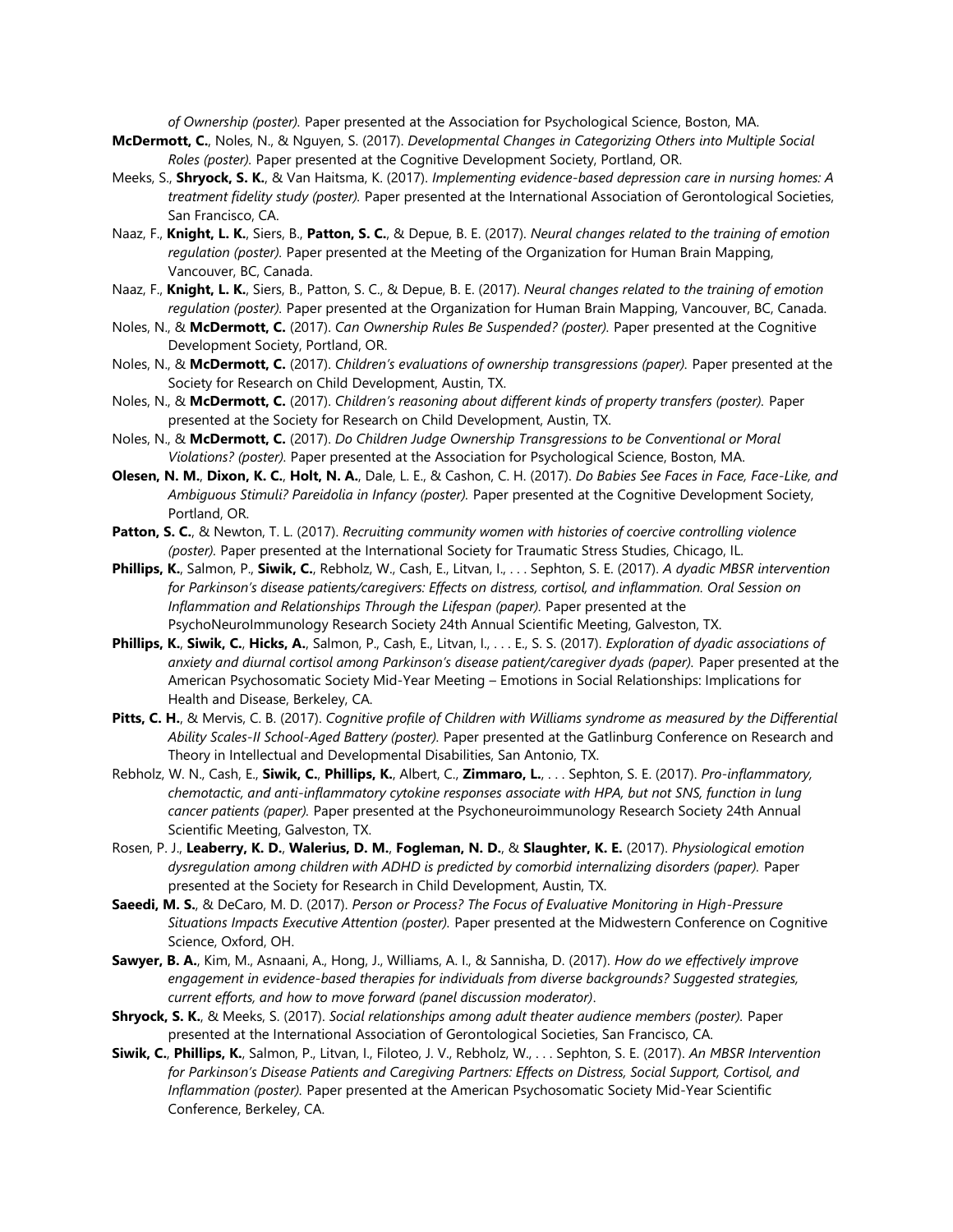*of Ownership (poster).* Paper presented at the Association for Psychological Science, Boston, MA.

**McDermott, C.**, Noles, N., & Nguyen, S. (2017). *Developmental Changes in Categorizing Others into Multiple Social Roles (poster).* Paper presented at the Cognitive Development Society, Portland, OR.

Meeks, S., **Shryock, S. K.**, & Van Haitsma, K. (2017). *Implementing evidence-based depression care in nursing homes: A treatment fidelity study (poster).* Paper presented at the International Association of Gerontological Societies, San Francisco, CA.

Naaz, F., **Knight, L. K.**, Siers, B., **Patton, S. C.**, & Depue, B. E. (2017). *Neural changes related to the training of emotion regulation (poster).* Paper presented at the Meeting of the Organization for Human Brain Mapping, Vancouver, BC, Canada.

Naaz, F., **Knight, L. K.**, Siers, B., Patton, S. C., & Depue, B. E. (2017). *Neural changes related to the training of emotion regulation (poster).* Paper presented at the Organization for Human Brain Mapping, Vancouver, BC, Canada.

Noles, N., & **McDermott, C.** (2017). *Can Ownership Rules Be Suspended? (poster).* Paper presented at the Cognitive Development Society, Portland, OR.

Noles, N., & **McDermott, C.** (2017). *Children's evaluations of ownership transgressions (paper).* Paper presented at the Society for Research on Child Development, Austin, TX.

Noles, N., & **McDermott, C.** (2017). *Children's reasoning about different kinds of property transfers (poster).* Paper presented at the Society for Research on Child Development, Austin, TX.

Noles, N., & **McDermott, C.** (2017). *Do Children Judge Ownership Transgressions to be Conventional or Moral Violations? (poster).* Paper presented at the Association for Psychological Science, Boston, MA.

**Olesen, N. M.**, **Dixon, K. C.**, **Holt, N. A.**, Dale, L. E., & Cashon, C. H. (2017). *Do Babies See Faces in Face, Face-Like, and Ambiguous Stimuli? Pareidolia in Infancy (poster).* Paper presented at the Cognitive Development Society, Portland, OR.

**Patton, S. C.**, & Newton, T. L. (2017). *Recruiting community women with histories of coercive controlling violence (poster).* Paper presented at the International Society for Traumatic Stress Studies, Chicago, IL.

**Phillips, K.**, Salmon, P., **Siwik, C.**, Rebholz, W., Cash, E., Litvan, I., . . . Sephton, S. E. (2017). *A dyadic MBSR intervention for Parkinson's disease patients/caregivers: Effects on distress, cortisol, and inflammation. Oral Session on Inflammation and Relationships Through the Lifespan (paper).* Paper presented at the PsychoNeuroImmunology Research Society 24th Annual Scientific Meeting, Galveston, TX.

**Phillips, K.**, **Siwik, C.**, **Hicks, A.**, Salmon, P., Cash, E., Litvan, I., . . . E., S. S. (2017). *Exploration of dyadic associations of anxiety and diurnal cortisol among Parkinson's disease patient/caregiver dyads (paper).* Paper presented at the American Psychosomatic Society Mid-Year Meeting – Emotions in Social Relationships: Implications for Health and Disease, Berkeley, CA.

**Pitts, C. H.**, & Mervis, C. B. (2017). *Cognitive profile of Children with Williams syndrome as measured by the Differential Ability Scales-II School-Aged Battery (poster).* Paper presented at the Gatlinburg Conference on Research and Theory in Intellectual and Developmental Disabilities, San Antonio, TX.

Rebholz, W. N., Cash, E., **Siwik, C.**, **Phillips, K.**, Albert, C., **Zimmaro, L.**, . . . Sephton, S. E. (2017). *Pro-inflammatory, chemotactic, and anti-inflammatory cytokine responses associate with HPA, but not SNS, function in lung cancer patients (paper).* Paper presented at the Psychoneuroimmunology Research Society 24th Annual Scientific Meeting, Galveston, TX.

Rosen, P. J., **Leaberry, K. D.**, **Walerius, D. M.**, **Fogleman, N. D.**, & **Slaughter, K. E.** (2017). *Physiological emotion dysregulation among children with ADHD is predicted by comorbid internalizing disorders (paper).* Paper presented at the Society for Research in Child Development, Austin, TX.

**Saeedi, M. S.**, & DeCaro, M. D. (2017). *Person or Process? The Focus of Evaluative Monitoring in High-Pressure Situations Impacts Executive Attention (poster).* Paper presented at the Midwestern Conference on Cognitive Science, Oxford, OH.

**Sawyer, B. A.**, Kim, M., Asnaani, A., Hong, J., Williams, A. I., & Sannisha, D. (2017). *How do we effectively improve engagement in evidence-based therapies for individuals from diverse backgrounds? Suggested strategies, current efforts, and how to move forward (panel discussion moderator)*.

**Shryock, S. K.**, & Meeks, S. (2017). *Social relationships among adult theater audience members (poster).* Paper presented at the International Association of Gerontological Societies, San Francisco, CA.

**Siwik, C.**, **Phillips, K.**, Salmon, P., Litvan, I., Filoteo, J. V., Rebholz, W., . . . Sephton, S. E. (2017). *An MBSR Intervention for Parkinson's Disease Patients and Caregiving Partners: Effects on Distress, Social Support, Cortisol, and Inflammation (poster).* Paper presented at the American Psychosomatic Society Mid-Year Scientific Conference, Berkeley, CA.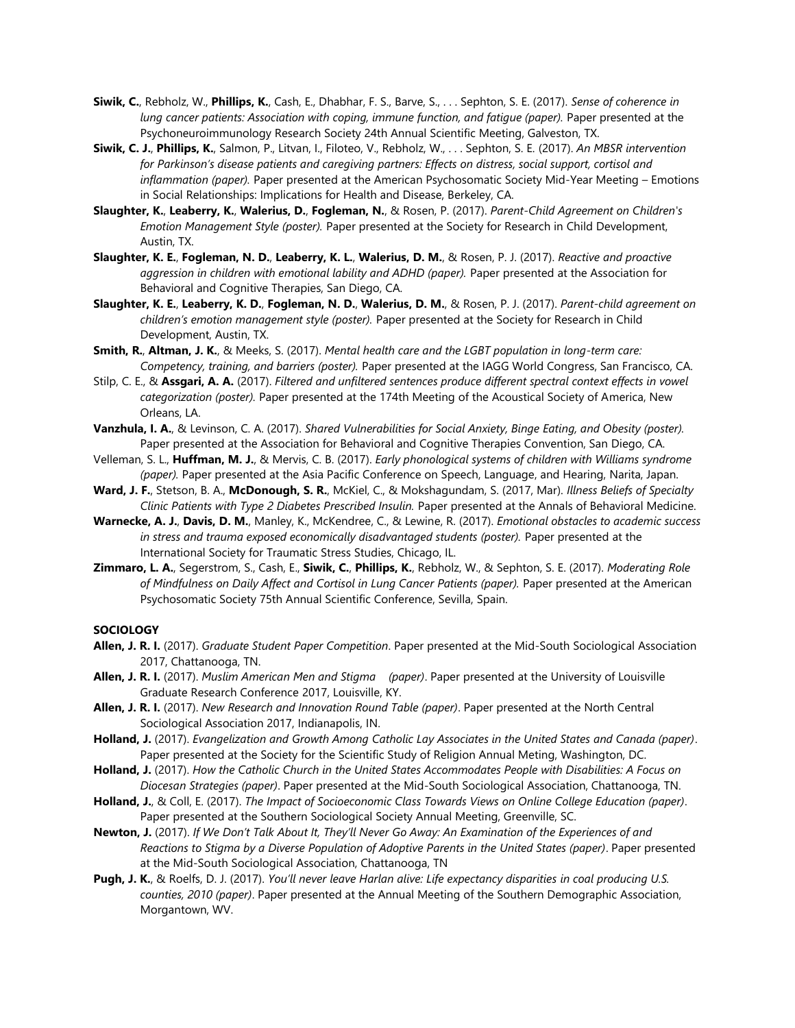**Siwik, C.**, Rebholz, W., **Phillips, K.**, Cash, E., Dhabhar, F. S., Barve, S., . . . Sephton, S. E. (2017). *Sense of coherence in lung cancer patients: Association with coping, immune function, and fatigue (paper).* Paper presented at the Psychoneuroimmunology Research Society 24th Annual Scientific Meeting, Galveston, TX.

**Siwik, C. J.**, **Phillips, K.**, Salmon, P., Litvan, I., Filoteo, V., Rebholz, W., . . . Sephton, S. E. (2017). *An MBSR intervention for Parkinson's disease patients and caregiving partners: Effects on distress, social support, cortisol and inflammation (paper).* Paper presented at the American Psychosomatic Society Mid-Year Meeting – Emotions in Social Relationships: Implications for Health and Disease, Berkeley, CA.

**Slaughter, K.**, **Leaberry, K.**, **Walerius, D.**, **Fogleman, N.**, & Rosen, P. (2017). *Parent-Child Agreement on Children's Emotion Management Style (poster).* Paper presented at the Society for Research in Child Development, Austin, TX.

**Slaughter, K. E.**, **Fogleman, N. D.**, **Leaberry, K. L.**, **Walerius, D. M.**, & Rosen, P. J. (2017). *Reactive and proactive aggression in children with emotional lability and ADHD (paper).* Paper presented at the Association for Behavioral and Cognitive Therapies, San Diego, CA.

**Slaughter, K. E.**, **Leaberry, K. D.**, **Fogleman, N. D.**, **Walerius, D. M.**, & Rosen, P. J. (2017). *Parent-child agreement on children's emotion management style (poster).* Paper presented at the Society for Research in Child Development, Austin, TX.

**Smith, R.**, **Altman, J. K.**, & Meeks, S. (2017). *Mental health care and the LGBT population in long-term care: Competency, training, and barriers (poster).* Paper presented at the IAGG World Congress, San Francisco, CA.

Stilp, C. E., & **Assgari, A. A.** (2017). *Filtered and unfiltered sentences produce different spectral context effects in vowel categorization (poster).* Paper presented at the 174th Meeting of the Acoustical Society of America, New Orleans, LA.

**Vanzhula, I. A.**, & Levinson, C. A. (2017). *Shared Vulnerabilities for Social Anxiety, Binge Eating, and Obesity (poster).* Paper presented at the Association for Behavioral and Cognitive Therapies Convention, San Diego, CA.

Velleman, S. L., **Huffman, M. J.**, & Mervis, C. B. (2017). *Early phonological systems of children with Williams syndrome (paper).* Paper presented at the Asia Pacific Conference on Speech, Language, and Hearing, Narita, Japan.

**Ward, J. F.**, Stetson, B. A., **McDonough, S. R.**, McKiel, C., & Mokshagundam, S. (2017, Mar). *Illness Beliefs of Specialty Clinic Patients with Type 2 Diabetes Prescribed Insulin.* Paper presented at the Annals of Behavioral Medicine.

**Warnecke, A. J.**, **Davis, D. M.**, Manley, K., McKendree, C., & Lewine, R. (2017). *Emotional obstacles to academic success in stress and trauma exposed economically disadvantaged students (poster).* Paper presented at the International Society for Traumatic Stress Studies, Chicago, IL.

**Zimmaro, L. A.**, Segerstrom, S., Cash, E., **Siwik, C.**, **Phillips, K.**, Rebholz, W., & Sephton, S. E. (2017). *Moderating Role of Mindfulness on Daily Affect and Cortisol in Lung Cancer Patients (paper).* Paper presented at the American Psychosomatic Society 75th Annual Scientific Conference, Sevilla, Spain.

### SOCIOLOGY

**Allen, J. R. I.** (2017). *Graduate Student Paper Competition*. Paper presented at the Mid-South Sociological Association 2017, Chattanooga, TN.

**Allen, J. R. I.** (2017). *Muslim American Men and Stigma (paper)*. Paper presented at the University of Louisville Graduate Research Conference 2017, Louisville, KY.

**Allen, J. R. I.** (2017). *New Research and Innovation Round Table (paper)*. Paper presented at the North Central Sociological Association 2017, Indianapolis, IN.

**Holland, J.** (2017). *Evangelization and Growth Among Catholic Lay Associates in the United States and Canada (paper)*. Paper presented at the Society for the Scientific Study of Religion Annual Meting, Washington, DC.

**Holland, J.** (2017). *How the Catholic Church in the United States Accommodates People with Disabilities: A Focus on Diocesan Strategies (paper)*. Paper presented at the Mid-South Sociological Association, Chattanooga, TN.

**Holland, J.**, & Coll, E. (2017). *The Impact of Socioeconomic Class Towards Views on Online College Education (paper)*. Paper presented at the Southern Sociological Society Annual Meeting, Greenville, SC.

**Newton, J.** (2017). *If We Don't Talk About It, They'll Never Go Away: An Examination of the Experiences of and Reactions to Stigma by a Diverse Population of Adoptive Parents in the United States (paper)*. Paper presented at the Mid-South Sociological Association, Chattanooga, TN

**Pugh, J. K.**, & Roelfs, D. J. (2017). *You'll never leave Harlan alive: Life expectancy disparities in coal producing U.S. counties, 2010 (paper)*. Paper presented at the Annual Meeting of the Southern Demographic Association, Morgantown, WV.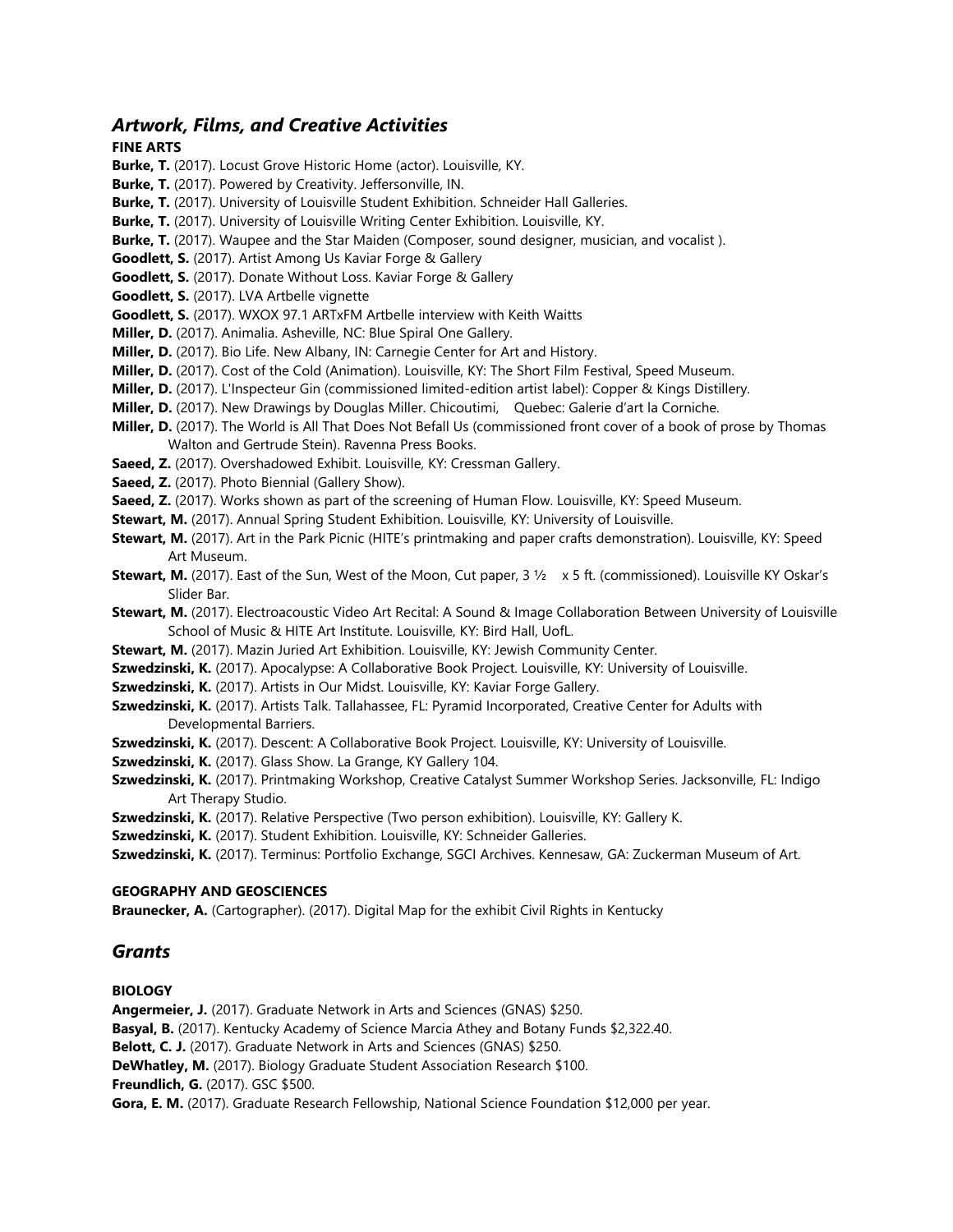## *Artwork, Films, and Creative Activities*

**FINE ARTS**

**Burke, T.** (2017). Locust Grove Historic Home (actor). Louisville, KY.

**Burke, T.** (2017). Powered by Creativity. Jeffersonville, IN.

**Burke, T.** (2017). University of Louisville Student Exhibition. Schneider Hall Galleries.

**Burke, T.** (2017). University of Louisville Writing Center Exhibition. Louisville, KY.

**Burke, T.** (2017). Waupee and the Star Maiden (Composer, sound designer, musician, and vocalist ).

**Goodlett, S.** (2017). Artist Among Us Kaviar Forge & Gallery

**Goodlett, S.** (2017). Donate Without Loss. Kaviar Forge & Gallery

**Goodlett, S.** (2017). LVA Artbelle vignette

**Goodlett, S.** (2017). WXOX 97.1 ARTxFM Artbelle interview with Keith Waitts

**Miller, D.** (2017). Animalia. Asheville, NC: Blue Spiral One Gallery.

**Miller, D.** (2017). Bio Life. New Albany, IN: Carnegie Center for Art and History.

**Miller, D.** (2017). Cost of the Cold (Animation). Louisville, KY: The Short Film Festival, Speed Museum.

**Miller, D.** (2017). L'Inspecteur Gin (commissioned limited-edition artist label): Copper & Kings Distillery.

**Miller, D.** (2017). New Drawings by Douglas Miller. Chicoutimi, Quebec: Galerie d'art la Corniche.

**Miller, D.** (2017). The World is All That Does Not Befall Us (commissioned front cover of a book of prose by Thomas Walton and Gertrude Stein). Ravenna Press Books.

**Saeed, Z.** (2017). Overshadowed Exhibit. Louisville, KY: Cressman Gallery.

**Saeed, Z.** (2017). Photo Biennial (Gallery Show).

**Saeed, Z.** (2017). Works shown as part of the screening of Human Flow. Louisville, KY: Speed Museum.

**Stewart, M.** (2017). Annual Spring Student Exhibition. Louisville, KY: University of Louisville.

**Stewart, M.** (2017). Art in the Park Picnic (HITE's printmaking and paper crafts demonstration). Louisville, KY: Speed Art Museum.

**Stewart, M.** (2017). East of the Sun, West of the Moon, Cut paper, 3 ½ x 5 ft. (commissioned). Louisville KY Oskar's Slider Bar.

**Stewart, M.** (2017). Electroacoustic Video Art Recital: A Sound & Image Collaboration Between University of Louisville School of Music & HITE Art Institute. Louisville, KY: Bird Hall, UofL.

**Stewart, M.** (2017). Mazin Juried Art Exhibition. Louisville, KY: Jewish Community Center.

**Szwedzinski, K.** (2017). Apocalypse: A Collaborative Book Project. Louisville, KY: University of Louisville.

**Szwedzinski, K.** (2017). Artists in Our Midst. Louisville, KY: Kaviar Forge Gallery.

**Szwedzinski, K.** (2017). Artists Talk. Tallahassee, FL: Pyramid Incorporated, Creative Center for Adults with Developmental Barriers.

**Szwedzinski, K.** (2017). Descent: A Collaborative Book Project. Louisville, KY: University of Louisville.

**Szwedzinski, K.** (2017). Glass Show. La Grange, KY Gallery 104.

**Szwedzinski, K.** (2017). Printmaking Workshop, Creative Catalyst Summer Workshop Series. Jacksonville, FL: Indigo Art Therapy Studio.

**Szwedzinski, K.** (2017). Relative Perspective (Two person exhibition). Louisville, KY: Gallery K.

**Szwedzinski, K.** (2017). Student Exhibition. Louisville, KY: Schneider Galleries.

**Szwedzinski, K.** (2017). Terminus: Portfolio Exchange, SGCI Archives. Kennesaw, GA: Zuckerman Museum of Art.

**GEOGRAPHY AND GEOSCIENCES**

**Braunecker, A.** (Cartographer). (2017). Digital Map for the exhibit Civil Rights in Kentucky

## *Grants*

**BIOLOGY**

**Angermeier, J.** (2017). Graduate Network in Arts and Sciences (GNAS) $250.

**Basyal, B.** (2017). Kentucky Academy of Science Marcia Athey and Botany Funds $2,322.40.

**Belott, C. J.** (2017). Graduate Network in Arts and Sciences (GNAS) $250.

**DeWhatley, M.** (2017). Biology Graduate Student Association Research $100.

**Freundlich, G.** (2017). GSC $500.

**Gora, E. M.** (2017). Graduate Research Fellowship, National Science Foundation $12,000 per year.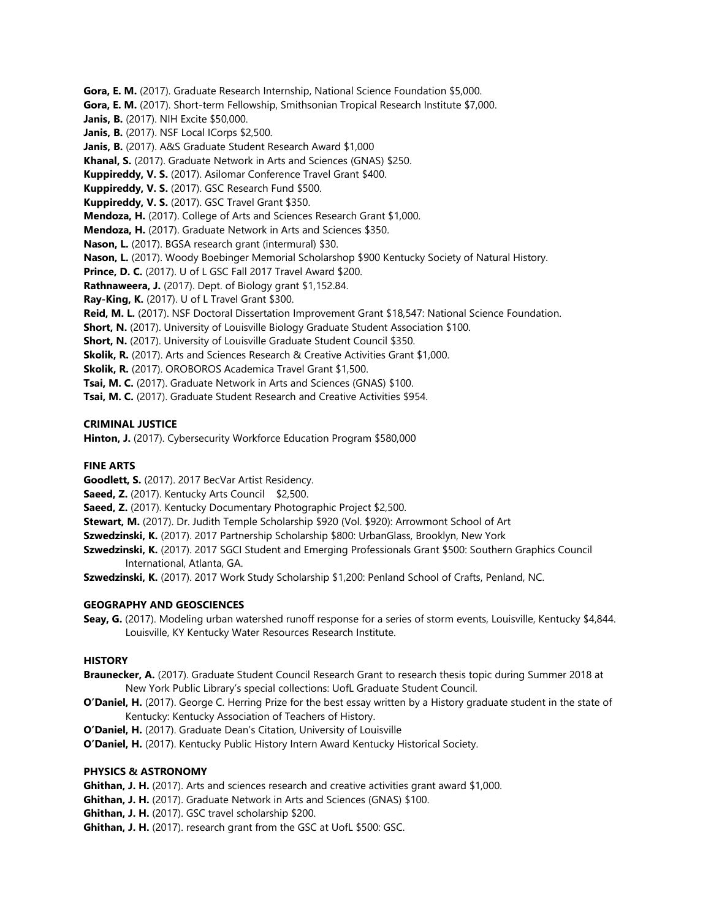**Gora, E. M.** (2017). Graduate Research Internship, National Science Foundation $5,000.

**Gora, E. M.** (2017). Short-term Fellowship, Smithsonian Tropical Research Institute $7,000.

**Janis, B.** (2017). NIH Excite $50,000.

**Janis, B.** (2017). NSF Local ICorps $2,500.

**Janis, B.** (2017). A&S Graduate Student Research Award $1,000

**Khanal, S.** (2017). Graduate Network in Arts and Sciences (GNAS) $250.

**Kuppireddy, V. S.** (2017). Asilomar Conference Travel Grant $400.

**Kuppireddy, V. S.** (2017). GSC Research Fund $500.

**Kuppireddy, V. S.** (2017). GSC Travel Grant $350.

**Mendoza, H.** (2017). College of Arts and Sciences Research Grant $1,000.

**Mendoza, H.** (2017). Graduate Network in Arts and Sciences $350.

**Nason, L.** (2017). BGSA research grant (intermural) $30.

**Nason, L.** (2017). Woody Boebinger Memorial Scholarshop $900 Kentucky Society of Natural History.

**Prince, D. C.** (2017). U of L GSC Fall 2017 Travel Award $200.

**Rathnaweera, J.** (2017). Dept. of Biology grant $1,152.84.

**Ray-King, K.** (2017). U of L Travel Grant $300.

**Reid, M. L.** (2017). NSF Doctoral Dissertation Improvement Grant $18,547: National Science Foundation.

**Short, N.** (2017). University of Louisville Biology Graduate Student Association $100.

**Short, N.** (2017). University of Louisville Graduate Student Council $350.

**Skolik, R.** (2017). Arts and Sciences Research & Creative Activities Grant $1,000.

**Skolik, R.** (2017). OROBOROS Academica Travel Grant $1,500.

**Tsai, M. C.** (2017). Graduate Network in Arts and Sciences (GNAS) $100.

**Tsai, M. C.** (2017). Graduate Student Research and Creative Activities $954.

**CRIMINAL JUSTICE**

**Hinton, J.** (2017). Cybersecurity Workforce Education Program $580,000

**FINE ARTS**

**Goodlett, S.** (2017). 2017 BecVar Artist Residency.

**Saeed, Z.** (2017). Kentucky Arts Council $2,500.

**Saeed, Z.** (2017). Kentucky Documentary Photographic Project $2,500.

**Stewart, M.** (2017). Dr. Judith Temple Scholarship $920 (Vol. $920): Arrowmont School of Art

**Szwedzinski, K.** (2017). 2017 Partnership Scholarship $800: UrbanGlass, Brooklyn, New York

**Szwedzinski, K.** (2017). 2017 SGCI Student and Emerging Professionals Grant $500: Southern Graphics Council International, Atlanta, GA.

**Szwedzinski, K.** (2017). 2017 Work Study Scholarship $1,200: Penland School of Crafts, Penland, NC.

**GEOGRAPHY AND GEOSCIENCES**

**Seay, G.** (2017). Modeling urban watershed runoff response for a series of storm events, Louisville, Kentucky $4,844. Louisville, KY Kentucky Water Resources Research Institute.

**HISTORY**

**Braunecker, A.** (2017). Graduate Student Council Research Grant to research thesis topic during Summer 2018 at New York Public Library's special collections: UofL Graduate Student Council.

**O'Daniel, H.** (2017). George C. Herring Prize for the best essay written by a History graduate student in the state of Kentucky: Kentucky Association of Teachers of History.

**O'Daniel, H.** (2017). Graduate Dean's Citation, University of Louisville

**O'Daniel, H.** (2017). Kentucky Public History Intern Award Kentucky Historical Society.

**PHYSICS & ASTRONOMY**

**Ghithan, J. H.** (2017). Arts and sciences research and creative activities grant award $1,000.

**Ghithan, J. H.** (2017). Graduate Network in Arts and Sciences (GNAS) $100.

**Ghithan, J. H.** (2017). GSC travel scholarship $200.

**Ghithan, J. H.** (2017). research grant from the GSC at UofL $500: GSC.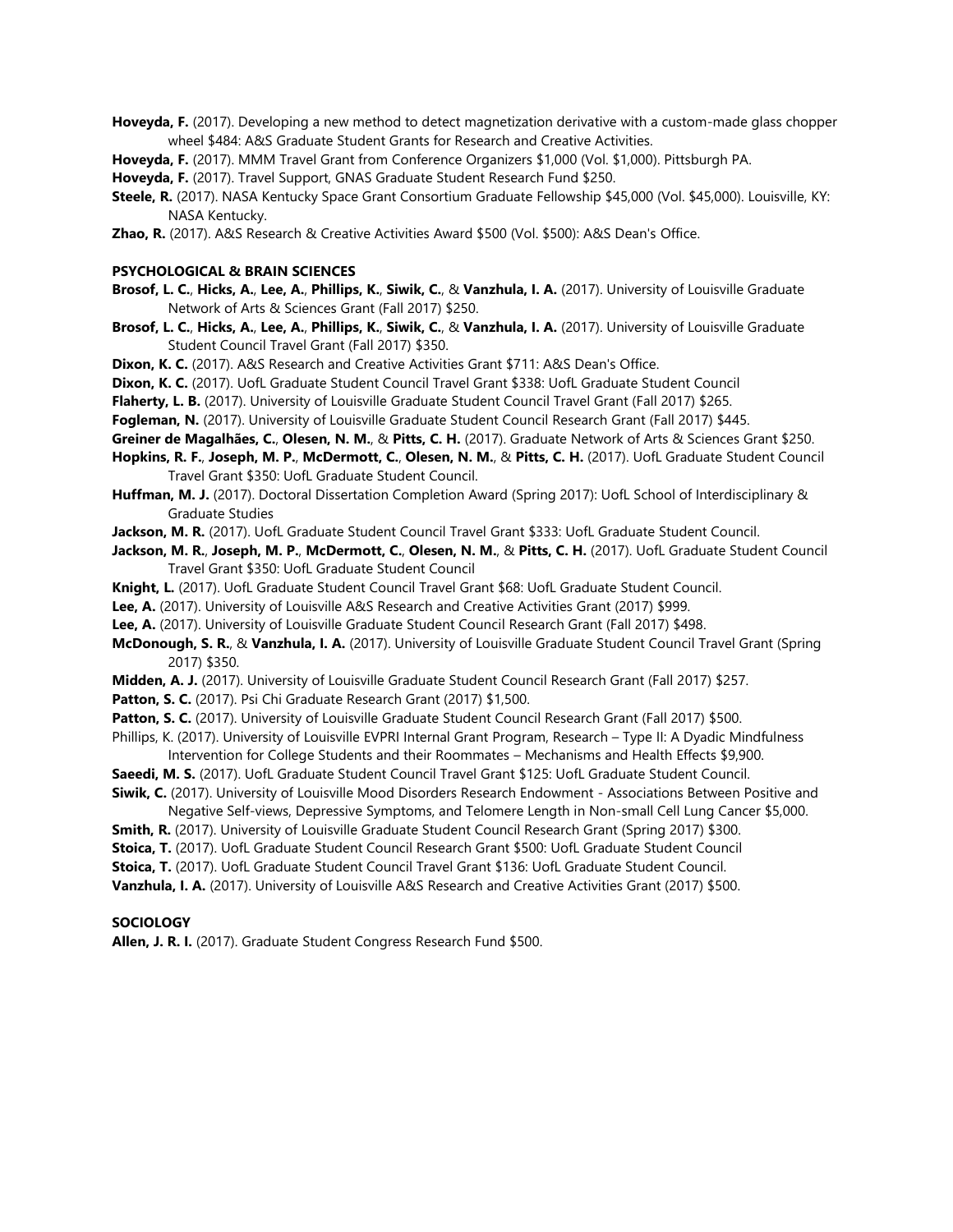**Hoveyda, F.** (2017). Developing a new method to detect magnetization derivative with a custom-made glass chopper wheel $484: A&S Graduate Student Grants for Research and Creative Activities.

**Hoveyda, F.** (2017). MMM Travel Grant from Conference Organizers $1,000 (Vol. $1,000). Pittsburgh PA.

**Hoveyda, F.** (2017). Travel Support, GNAS Graduate Student Research Fund $250.

**Steele, R.** (2017). NASA Kentucky Space Grant Consortium Graduate Fellowship $45,000 (Vol. $45,000). Louisville, KY: NASA Kentucky.

**Zhao, R.** (2017). A&S Research & Creative Activities Award $500 (Vol. $500): A&S Dean's Office.

**PSYCHOLOGICAL & BRAIN SCIENCES**

**Brosof, L. C.**, **Hicks, A.**, **Lee, A.**, **Phillips, K.**, **Siwik, C.**, & **Vanzhula, I. A.** (2017). University of Louisville Graduate Network of Arts & Sciences Grant (Fall 2017) $250.

**Brosof, L. C.**, **Hicks, A.**, **Lee, A.**, **Phillips, K.**, **Siwik, C.**, & **Vanzhula, I. A.** (2017). University of Louisville Graduate Student Council Travel Grant (Fall 2017) $350.

**Dixon, K. C.** (2017). A&S Research and Creative Activities Grant $711: A&S Dean's Office.

**Dixon, K. C.** (2017). UofL Graduate Student Council Travel Grant $338: UofL Graduate Student Council

**Flaherty, L. B.** (2017). University of Louisville Graduate Student Council Travel Grant (Fall 2017) $265.

**Fogleman, N.** (2017). University of Louisville Graduate Student Council Research Grant (Fall 2017) $445.

**Greiner de Magalhães, C.**, **Olesen, N. M.**, & **Pitts, C. H.** (2017). Graduate Network of Arts & Sciences Grant $250.

**Hopkins, R. F.**, **Joseph, M. P.**, **McDermott, C.**, **Olesen, N. M.**, & **Pitts, C. H.** (2017). UofL Graduate Student Council Travel Grant $350: UofL Graduate Student Council.

**Huffman, M. J.** (2017). Doctoral Dissertation Completion Award (Spring 2017): UofL School of Interdisciplinary & Graduate Studies

**Jackson, M. R.** (2017). UofL Graduate Student Council Travel Grant $333: UofL Graduate Student Council.

**Jackson, M. R.**, **Joseph, M. P.**, **McDermott, C.**, **Olesen, N. M.**, & **Pitts, C. H.** (2017). UofL Graduate Student Council Travel Grant $350: UofL Graduate Student Council

**Knight, L.** (2017). UofL Graduate Student Council Travel Grant $68: UofL Graduate Student Council.

**Lee, A.** (2017). University of Louisville A&S Research and Creative Activities Grant (2017) $999.

**Lee, A.** (2017). University of Louisville Graduate Student Council Research Grant (Fall 2017) $498.

**McDonough, S. R.**, & **Vanzhula, I. A.** (2017). University of Louisville Graduate Student Council Travel Grant (Spring 2017) $350.

**Midden, A. J.** (2017). University of Louisville Graduate Student Council Research Grant (Fall 2017) $257.

**Patton, S. C.** (2017). Psi Chi Graduate Research Grant (2017) $1,500.

**Patton, S. C.** (2017). University of Louisville Graduate Student Council Research Grant (Fall 2017) $500.

Phillips, K. (2017). University of Louisville EVPRI Internal Grant Program, Research – Type II: A Dyadic Mindfulness Intervention for College Students and their Roommates – Mechanisms and Health Effects $9,900.

**Saeedi, M. S.** (2017). UofL Graduate Student Council Travel Grant $125: UofL Graduate Student Council.

**Siwik, C.** (2017). University of Louisville Mood Disorders Research Endowment - Associations Between Positive and Negative Self-views, Depressive Symptoms, and Telomere Length in Non-small Cell Lung Cancer $5,000.

**Smith, R.** (2017). University of Louisville Graduate Student Council Research Grant (Spring 2017) $300.

**Stoica, T.** (2017). UofL Graduate Student Council Research Grant $500: UofL Graduate Student Council

**Stoica, T.** (2017). UofL Graduate Student Council Travel Grant $136: UofL Graduate Student Council.

**Vanzhula, I. A.** (2017). University of Louisville A&S Research and Creative Activities Grant (2017) $500.

**SOCIOLOGY**

**Allen, J. R. I.** (2017). Graduate Student Congress Research Fund $500.